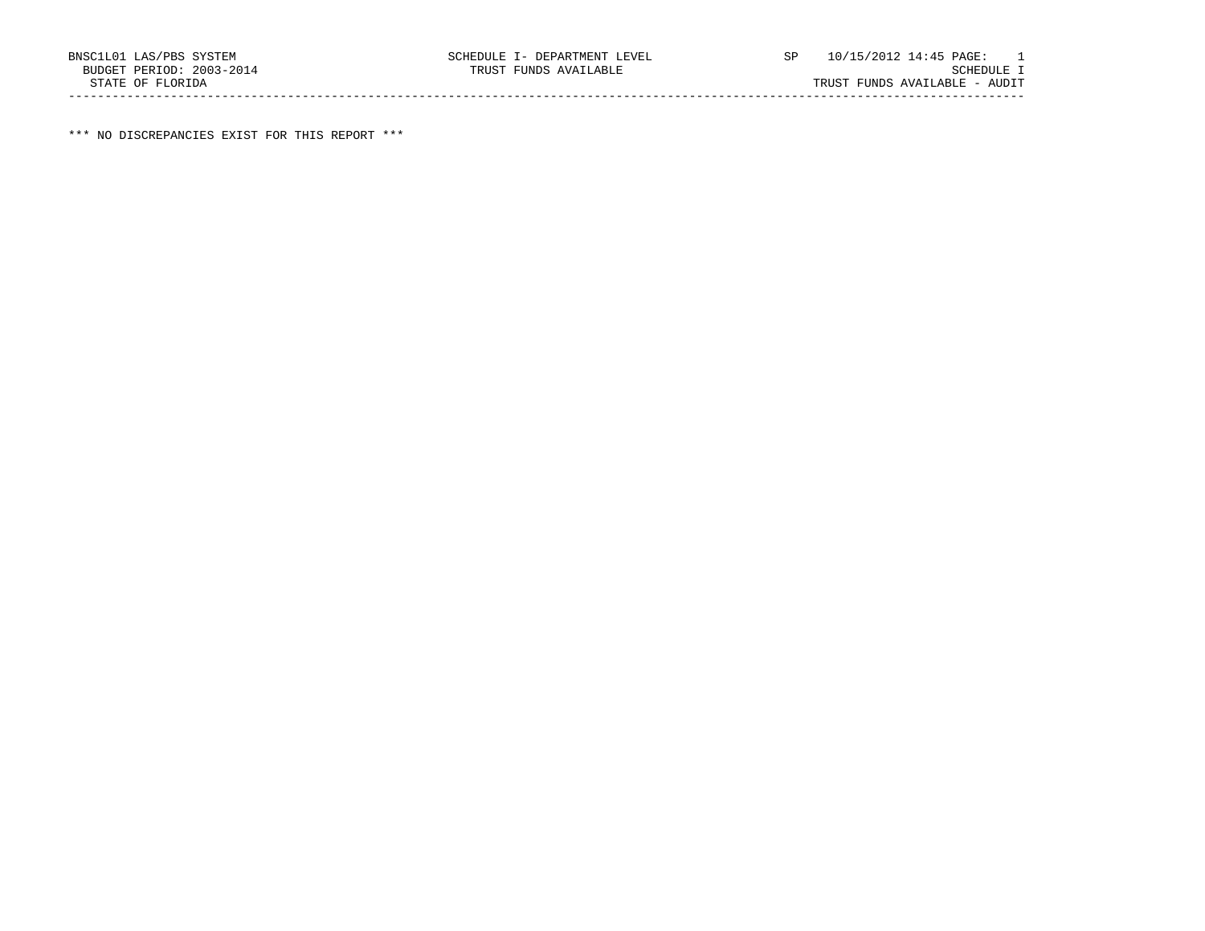BNSC1L01 LAS/PBS SYSTEM SCHEDULE I- DEPARTMENT LEVEL SP 10/15/2012 14:45 PAGE: 1
BUDGET PERIOD: 2003-2014 TRUST FUNDS AVAILABLE SCHEDULE I
STATE OF FLORIDA TRUST FUNDS AVAILABLE - AUDIT

---

*** NO DISCREPANCIES EXIST FOR THIS REPORT ***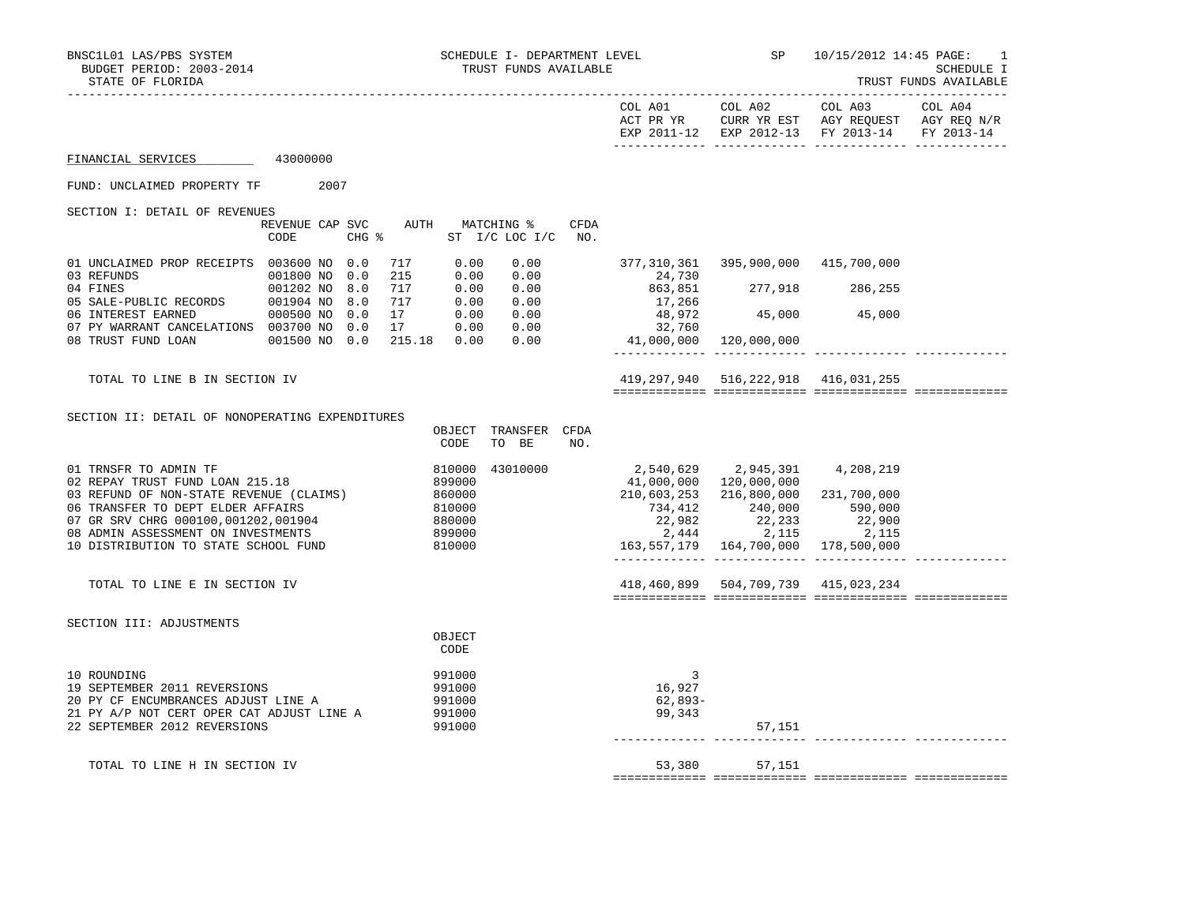BNSC1L01 LAS/PBS SYSTEM — SCHEDULE I- DEPARTMENT LEVEL — SP 10/15/2012 14:45

BUDGET PERIOD: 2003-2014 — TRUST FUNDS AVAILABLE — SCHEDULE I

STATE OF FLORIDA — TRUST FUNDS AVAILABLE

## FINANCIAL SERVICES 43000000

FUND: UNCLAIMED PROPERTY TF 2007

### SECTION I: DETAIL OF REVENUES

| | REVENUE CODE | CAP | SVC CHG % | AUTH | MATCHING % ST I/C | LOC I/C | CFDA NO. | COL A01 ACT PR YR EXP 2011-12 | COL A02 CURR YR EST EXP 2012-13 | COL A03 AGY REQUEST FY 2013-14 | COL A04 AGY REQ N/R FY 2013-14 |
|---|---|---|---|---|---|---|---|---|---|---|---|
| 01 UNCLAIMED PROP RECEIPTS | 003600 | NO | 0.0 | 717 | 0.00 | 0.00 | | 377,310,361 | 395,900,000 | 415,700,000 | |
| 03 REFUNDS | 001800 | NO | 0.0 | 215 | 0.00 | 0.00 | | 24,730 | | | |
| 04 FINES | 001202 | NO | 8.0 | 717 | 0.00 | 0.00 | | 863,851 | 277,918 | 286,255 | |
| 05 SALE-PUBLIC RECORDS | 001904 | NO | 8.0 | 717 | 0.00 | 0.00 | | 17,266 | | | |
| 06 INTEREST EARNED | 000500 | NO | 0.0 | 17 | 0.00 | 0.00 | | 48,972 | 45,000 | 45,000 | |
| 07 PY WARRANT CANCELATIONS | 003700 | NO | 0.0 | 17 | 0.00 | 0.00 | | 32,760 | | | |
| 08 TRUST FUND LOAN | 001500 | NO | 0.0 | 215.18 | 0.00 | 0.00 | | 41,000,000 | 120,000,000 | | |
| TOTAL TO LINE B IN SECTION IV | | | | | | | | 419,297,940 | 516,222,918 | 416,031,255 | |

### SECTION II: DETAIL OF NONOPERATING EXPENDITURES

| | OBJECT CODE | TRANSFER TO BE | CFDA NO. | COL A01 ACT PR YR EXP 2011-12 | COL A02 CURR YR EST EXP 2012-13 | COL A03 AGY REQUEST FY 2013-14 | COL A04 AGY REQ N/R FY 2013-14 |
|---|---|---|---|---|---|---|---|
| 01 TRNSFR TO ADMIN TF | 810000 | 43010000 | | 2,540,629 | 2,945,391 | 4,208,219 | |
| 02 REPAY TRUST FUND LOAN 215.18 | 899000 | | | 41,000,000 | 120,000,000 | | |
| 03 REFUND OF NON-STATE REVENUE (CLAIMS) | 860000 | | | 210,603,253 | 216,800,000 | 231,700,000 | |
| 06 TRANSFER TO DEPT ELDER AFFAIRS | 810000 | | | 734,412 | 240,000 | 590,000 | |
| 07 GR SRV CHRG 000100,001202,001904 | 880000 | | | 22,982 | 22,233 | 22,900 | |
| 08 ADMIN ASSESSMENT ON INVESTMENTS | 899000 | | | 2,444 | 2,115 | 2,115 | |
| 10 DISTRIBUTION TO STATE SCHOOL FUND | 810000 | | | 163,557,179 | 164,700,000 | 178,500,000 | |
| TOTAL TO LINE E IN SECTION IV | | | | 418,460,899 | 504,709,739 | 415,023,234 | |

### SECTION III: ADJUSTMENTS

| | OBJECT CODE | COL A01 ACT PR YR EXP 2011-12 | COL A02 CURR YR EST EXP 2012-13 | COL A03 AGY REQUEST FY 2013-14 | COL A04 AGY REQ N/R FY 2013-14 |
|---|---|---|---|---|---|
| 10 ROUNDING | 991000 | 3 | | | |
| 19 SEPTEMBER 2011 REVERSIONS | 991000 | 16,927 | | | |
| 20 PY CF ENCUMBRANCES ADJUST LINE A | 991000 | 62,893- | | | |
| 21 PY A/P NOT CERT OPER CAT ADJUST LINE A | 991000 | 99,343 | | | |
| 22 SEPTEMBER 2012 REVERSIONS | 991000 | | 57,151 | | |
| TOTAL TO LINE H IN SECTION IV | | 53,380 | 57,151 | | |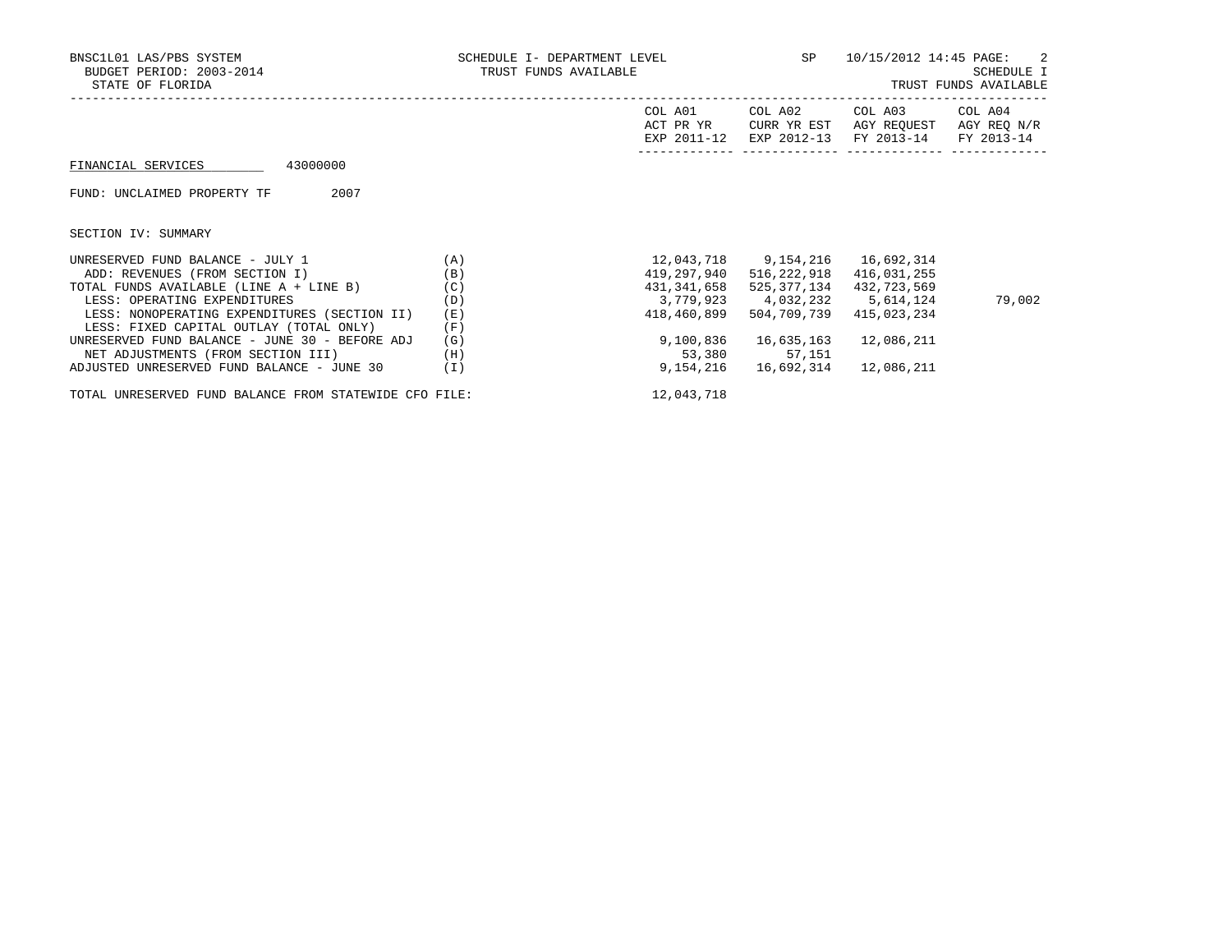BNSC1L01 LAS/PBS SYSTEM
BUDGET PERIOD: 2003-2014
STATE OF FLORIDA

SCHEDULE I- DEPARTMENT LEVEL
TRUST FUNDS AVAILABLE

SP 10/15/2012 14:45

SCHEDULE I
TRUST FUNDS AVAILABLE

FINANCIAL SERVICES 43000000

FUND: UNCLAIMED PROPERTY TF 2007

SECTION IV: SUMMARY

| | | COL A01 ACT PR YR EXP 2011-12 | COL A02 CURR YR EST EXP 2012-13 | COL A03 AGY REQUEST FY 2013-14 | COL A04 AGY REQ N/R FY 2013-14 |
|---|---|---|---|---|---|
| UNRESERVED FUND BALANCE - JULY 1 | (A) | 12,043,718 | 9,154,216 | 16,692,314 | |
| ADD: REVENUES (FROM SECTION I) | (B) | 419,297,940 | 516,222,918 | 416,031,255 | |
| TOTAL FUNDS AVAILABLE (LINE A + LINE B) | (C) | 431,341,658 | 525,377,134 | 432,723,569 | |
| LESS: OPERATING EXPENDITURES | (D) | 3,779,923 | 4,032,232 | 5,614,124 | 79,002 |
| LESS: NONOPERATING EXPENDITURES (SECTION II) | (E) | 418,460,899 | 504,709,739 | 415,023,234 | |
| LESS: FIXED CAPITAL OUTLAY (TOTAL ONLY) | (F) | | | | |
| UNRESERVED FUND BALANCE - JUNE 30 - BEFORE ADJ | (G) | 9,100,836 | 16,635,163 | 12,086,211 | |
| NET ADJUSTMENTS (FROM SECTION III) | (H) | 53,380 | 57,151 | | |
| ADJUSTED UNRESERVED FUND BALANCE - JUNE 30 | (I) | 9,154,216 | 16,692,314 | 12,086,211 | |

TOTAL UNRESERVED FUND BALANCE FROM STATEWIDE CFO FILE: 12,043,718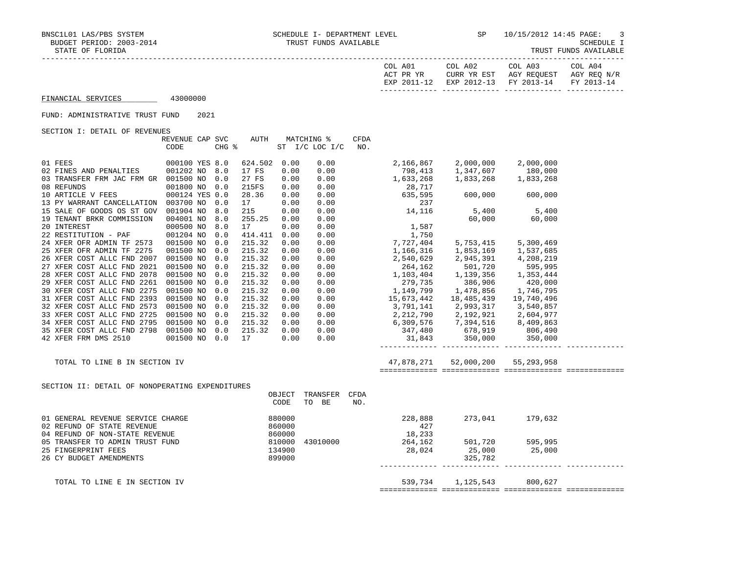BNSC1L01 LAS/PBS SYSTEM — SCHEDULE I- DEPARTMENT LEVEL — SP 10/15/2012 14:45 PAGE: 3
BUDGET PERIOD: 2003-2014 — TRUST FUNDS AVAILABLE — SCHEDULE I
STATE OF FLORIDA — TRUST FUNDS AVAILABLE

FINANCIAL SERVICES 43000000

FUND: ADMINISTRATIVE TRUST FUND 2021

SECTION I: DETAIL OF REVENUES

| | REVENUE CODE | CAP | SVC CHG % | AUTH | MATCHING % ST I/C | LOC I/C | CFDA NO. | COL A01 ACT PR YR EXP 2011-12 | COL A02 CURR YR EST EXP 2012-13 | COL A03 AGY REQUEST FY 2013-14 | COL A04 AGY REQ N/R FY 2013-14 |
|---|---|---|---|---|---|---|---|---|---|---|---|
| 01 FEES | 000100 | YES | 8.0 | 624.502 | 0.00 | 0.00 | | 2,166,867 | 2,000,000 | 2,000,000 | |
| 02 FINES AND PENALTIES | 001202 | NO | 8.0 | 17 FS | 0.00 | 0.00 | | 798,413 | 1,347,607 | 180,000 | |
| 03 TRANSFER FRM JAC FRM GR | 001500 | NO | 0.0 | 27 FS | 0.00 | 0.00 | | 1,633,268 | 1,833,268 | 1,833,268 | |
| 08 REFUNDS | 001800 | NO | 0.0 | 215FS | 0.00 | 0.00 | | 28,717 | | | |
| 10 ARTICLE V FEES | 000124 | YES | 0.0 | 28.36 | 0.00 | 0.00 | | 635,595 | 600,000 | 600,000 | |
| 13 PY WARRANT CANCELLATION | 003700 | NO | 0.0 | 17 | 0.00 | 0.00 | | 237 | | | |
| 15 SALE OF GOODS OS ST GOV | 001904 | NO | 8.0 | 215 | 0.00 | 0.00 | | 14,116 | 5,400 | 5,400 | |
| 19 TENANT BRKR COMMISSION | 004001 | NO | 8.0 | 255.25 | 0.00 | 0.00 | | | 60,000 | 60,000 | |
| 20 INTEREST | 000500 | NO | 8.0 | 17 | 0.00 | 0.00 | | 1,587 | | | |
| 22 RESTITUTION - PAF | 001204 | NO | 0.0 | 414.411 | 0.00 | 0.00 | | 1,750 | | | |
| 24 XFER OFR ADMIN TF 2573 | 001500 | NO | 0.0 | 215.32 | 0.00 | 0.00 | | 7,727,404 | 5,753,415 | 5,300,469 | |
| 25 XFER OFR ADMIN TF 2275 | 001500 | NO | 0.0 | 215.32 | 0.00 | 0.00 | | 1,166,316 | 1,853,169 | 1,537,685 | |
| 26 XFER COST ALLC FND 2007 | 001500 | NO | 0.0 | 215.32 | 0.00 | 0.00 | | 2,540,629 | 2,945,391 | 4,208,219 | |
| 27 XFER COST ALLC FND 2021 | 001500 | NO | 0.0 | 215.32 | 0.00 | 0.00 | | 264,162 | 501,720 | 595,995 | |
| 28 XFER COST ALLC FND 2078 | 001500 | NO | 0.0 | 215.32 | 0.00 | 0.00 | | 1,103,404 | 1,139,356 | 1,353,444 | |
| 29 XFER COST ALLC FND 2261 | 001500 | NO | 0.0 | 215.32 | 0.00 | 0.00 | | 279,735 | 386,906 | 420,000 | |
| 30 XFER COST ALLC FND 2275 | 001500 | NO | 0.0 | 215.32 | 0.00 | 0.00 | | 1,149,799 | 1,478,856 | 1,746,795 | |
| 31 XFER COST ALLC FND 2393 | 001500 | NO | 0.0 | 215.32 | 0.00 | 0.00 | | 15,673,442 | 18,485,439 | 19,740,496 | |
| 32 XFER COST ALLC FND 2573 | 001500 | NO | 0.0 | 215.32 | 0.00 | 0.00 | | 3,791,141 | 2,993,317 | 3,540,857 | |
| 33 XFER COST ALLC FND 2725 | 001500 | NO | 0.0 | 215.32 | 0.00 | 0.00 | | 2,212,790 | 2,192,921 | 2,604,977 | |
| 34 XFER COST ALLC FND 2795 | 001500 | NO | 0.0 | 215.32 | 0.00 | 0.00 | | 6,309,576 | 7,394,516 | 8,409,863 | |
| 35 XFER COST ALLC FND 2798 | 001500 | NO | 0.0 | 215.32 | 0.00 | 0.00 | | 347,480 | 678,919 | 806,490 | |
| 42 XFER FRM DMS 2510 | 001500 | NO | 0.0 | 17 | 0.00 | 0.00 | | 31,843 | 350,000 | 350,000 | |
| TOTAL TO LINE B IN SECTION IV | | | | | | | | 47,878,271 | 52,000,200 | 55,293,958 | |

SECTION II: DETAIL OF NONOPERATING EXPENDITURES

| | OBJECT CODE | TRANSFER TO BE | CFDA NO. | COL A01 ACT PR YR EXP 2011-12 | COL A02 CURR YR EST EXP 2012-13 | COL A03 AGY REQUEST FY 2013-14 | COL A04 AGY REQ N/R FY 2013-14 |
|---|---|---|---|---|---|---|---|
| 01 GENERAL REVENUE SERVICE CHARGE | 880000 | | | 228,888 | 273,041 | 179,632 | |
| 02 REFUND OF STATE REVENUE | 860000 | | | 427 | | | |
| 04 REFUND OF NON-STATE REVENUE | 860000 | | | 18,233 | | | |
| 05 TRANSFER TO ADMIN TRUST FUND | 810000 | 43010000 | | 264,162 | 501,720 | 595,995 | |
| 25 FINGERPRINT FEES | 134900 | | | 28,024 | 25,000 | 25,000 | |
| 26 CY BUDGET AMENDMENTS | 899000 | | | | 325,782 | | |
| TOTAL TO LINE E IN SECTION IV | | | | 539,734 | 1,125,543 | 800,627 | |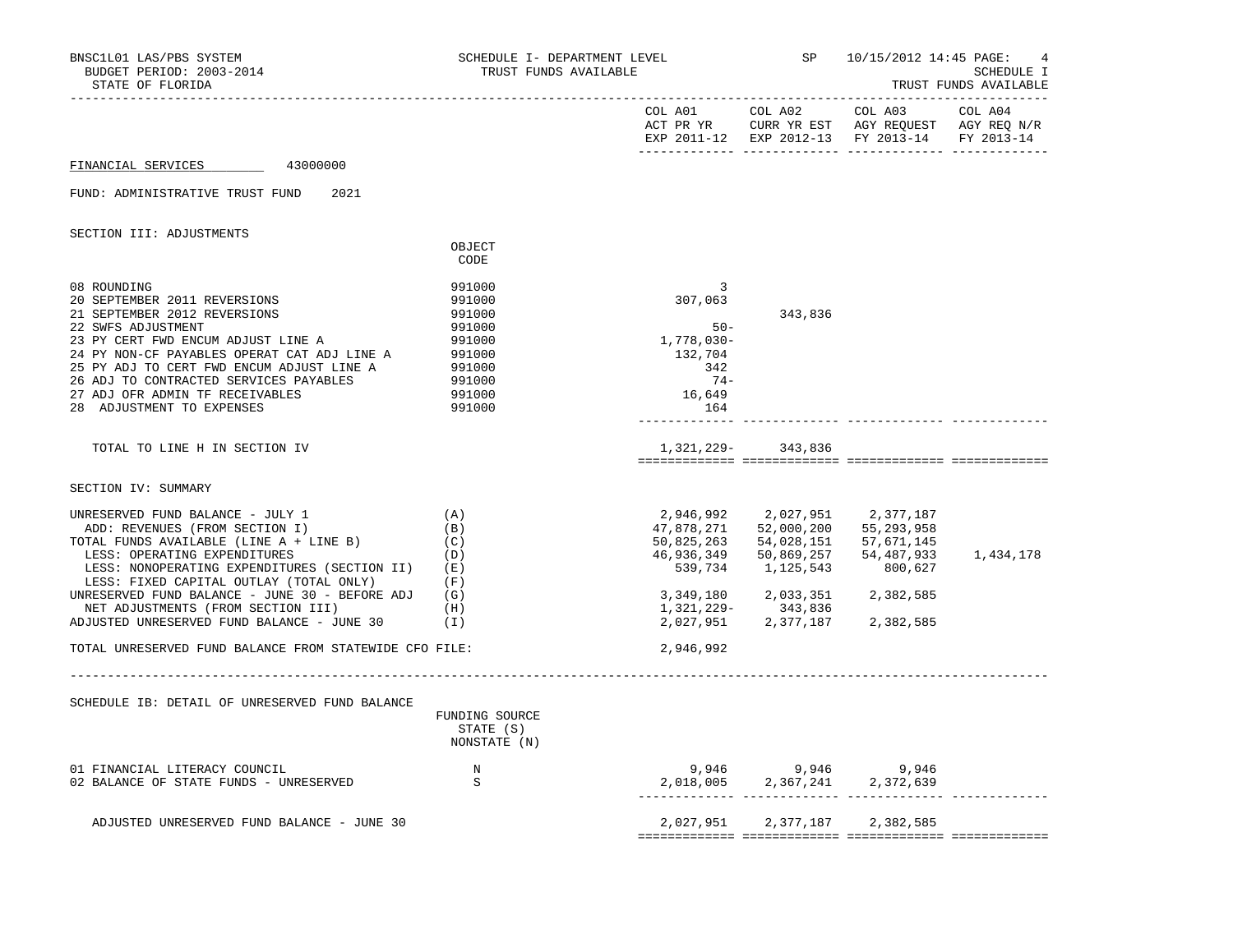BNSC1L01 LAS/PBS SYSTEM
BUDGET PERIOD: 2003-2014
STATE OF FLORIDA

SCHEDULE I- DEPARTMENT LEVEL
TRUST FUNDS AVAILABLE

SP 10/15/2012 14:45 PAGE: 4
SCHEDULE I
TRUST FUNDS AVAILABLE

FINANCIAL SERVICES 43000000

FUND: ADMINISTRATIVE TRUST FUND 2021

## SECTION III: ADJUSTMENTS

| | OBJECT CODE | COL A01 ACT PR YR EXP 2011-12 | COL A02 CURR YR EST EXP 2012-13 | COL A03 AGY REQUEST FY 2013-14 | COL A04 AGY REQ N/R FY 2013-14 |
|---|---|---|---|---|---|
| 08 ROUNDING | 991000 | 3 | | | |
| 20 SEPTEMBER 2011 REVERSIONS | 991000 | 307,063 | | | |
| 21 SEPTEMBER 2012 REVERSIONS | 991000 | | 343,836 | | |
| 22 SWFS ADJUSTMENT | 991000 | 50- | | | |
| 23 PY CERT FWD ENCUM ADJUST LINE A | 991000 | 1,778,030- | | | |
| 24 PY NON-CF PAYABLES OPERAT CAT ADJ LINE A | 991000 | 132,704 | | | |
| 25 PY ADJ TO CERT FWD ENCUM ADJUST LINE A | 991000 | 342 | | | |
| 26 ADJ TO CONTRACTED SERVICES PAYABLES | 991000 | 74- | | | |
| 27 ADJ OFR ADMIN TF RECEIVABLES | 991000 | 16,649 | | | |
| 28 ADJUSTMENT TO EXPENSES | 991000 | 164 | | | |
| TOTAL TO LINE H IN SECTION IV | | 1,321,229- | 343,836 | | |

## SECTION IV: SUMMARY

| | | COL A01 | COL A02 | COL A03 | COL A04 |
|---|---|---|---|---|---|
| UNRESERVED FUND BALANCE - JULY 1 | (A) | 2,946,992 | 2,027,951 | 2,377,187 | |
| ADD: REVENUES (FROM SECTION I) | (B) | 47,878,271 | 52,000,200 | 55,293,958 | |
| TOTAL FUNDS AVAILABLE (LINE A + LINE B) | (C) | 50,825,263 | 54,028,151 | 57,671,145 | |
| LESS: OPERATING EXPENDITURES | (D) | 46,936,349 | 50,869,257 | 54,487,933 | 1,434,178 |
| LESS: NONOPERATING EXPENDITURES (SECTION II) | (E) | 539,734 | 1,125,543 | 800,627 | |
| LESS: FIXED CAPITAL OUTLAY (TOTAL ONLY) | (F) | | | | |
| UNRESERVED FUND BALANCE - JUNE 30 - BEFORE ADJ | (G) | 3,349,180 | 2,033,351 | 2,382,585 | |
| NET ADJUSTMENTS (FROM SECTION III) | (H) | 1,321,229- | 343,836 | | |
| ADJUSTED UNRESERVED FUND BALANCE - JUNE 30 | (I) | 2,027,951 | 2,377,187 | 2,382,585 | |
| TOTAL UNRESERVED FUND BALANCE FROM STATEWIDE CFO FILE: | | 2,946,992 | | | |

## SCHEDULE IB: DETAIL OF UNRESERVED FUND BALANCE

| | FUNDING SOURCE STATE (S) NONSTATE (N) | COL A01 | COL A02 | COL A03 | COL A04 |
|---|---|---|---|---|---|
| 01 FINANCIAL LITERACY COUNCIL | N | 9,946 | 9,946 | 9,946 | |
| 02 BALANCE OF STATE FUNDS - UNRESERVED | S | 2,018,005 | 2,367,241 | 2,372,639 | |
| ADJUSTED UNRESERVED FUND BALANCE - JUNE 30 | | 2,027,951 | 2,377,187 | 2,382,585 | |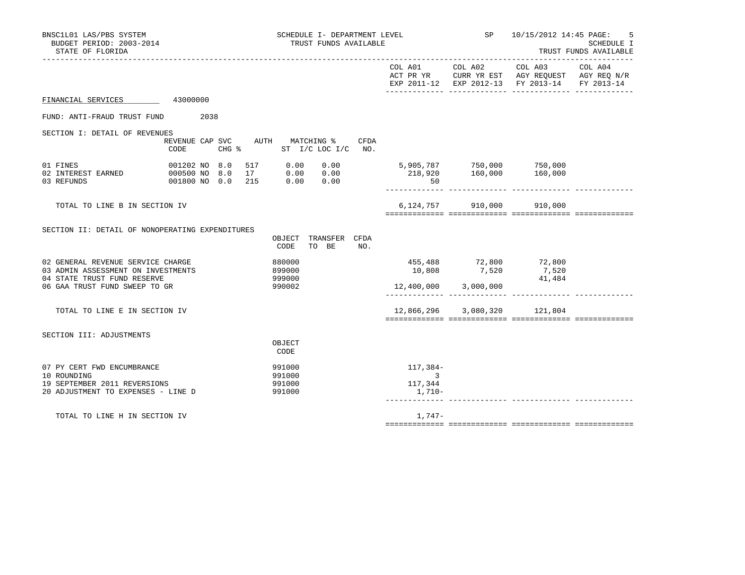SCHEDULE I- DEPARTMENT LEVEL
TRUST FUNDS AVAILABLE

BNSC1L01 LAS/PBS SYSTEM — SP 10/15/2012 14:45
BUDGET PERIOD: 2003-2014
STATE OF FLORIDA

SCHEDULE I
TRUST FUNDS AVAILABLE

**FINANCIAL SERVICES** 43000000

FUND: ANTI-FRAUD TRUST FUND 2038

## SECTION I: DETAIL OF REVENUES

| | REVENUE CODE | CAP | SVC CHG % | AUTH | MATCHING % ST I/C | MATCHING % LOC I/C | CFDA NO. | COL A01 ACT PR YR EXP 2011-12 | COL A02 CURR YR EST EXP 2012-13 | COL A03 AGY REQUEST FY 2013-14 | COL A04 AGY REQ N/R FY 2013-14 |
|---|---|---|---|---|---|---|---|---|---|---|---|
| 01 FINES | 001202 | NO | 8.0 | 517 | 0.00 | 0.00 | | 5,905,787 | 750,000 | 750,000 | |
| 02 INTEREST EARNED | 000500 | NO | 8.0 | 17 | 0.00 | 0.00 | | 218,920 | 160,000 | 160,000 | |
| 03 REFUNDS | 001800 | NO | 0.0 | 215 | 0.00 | 0.00 | | 50 | | | |
| TOTAL TO LINE B IN SECTION IV | | | | | | | | 6,124,757 | 910,000 | 910,000 | |

## SECTION II: DETAIL OF NONOPERATING EXPENDITURES

| | OBJECT CODE | TRANSFER TO BE | CFDA NO. | COL A01 | COL A02 | COL A03 | COL A04 |
|---|---|---|---|---|---|---|---|
| 02 GENERAL REVENUE SERVICE CHARGE | 880000 | | | 455,488 | 72,800 | 72,800 | |
| 03 ADMIN ASSESSMENT ON INVESTMENTS | 899000 | | | 10,808 | 7,520 | 7,520 | |
| 04 STATE TRUST FUND RESERVE | 999000 | | | | | 41,484 | |
| 06 GAA TRUST FUND SWEEP TO GR | 990002 | | | 12,400,000 | 3,000,000 | | |
| TOTAL TO LINE E IN SECTION IV | | | | 12,866,296 | 3,080,320 | 121,804 | |

## SECTION III: ADJUSTMENTS

| | OBJECT CODE | COL A01 | COL A02 | COL A03 | COL A04 |
|---|---|---|---|---|---|
| 07 PY CERT FWD ENCUMBRANCE | 991000 | 117,384- | | | |
| 10 ROUNDING | 991000 | 3 | | | |
| 19 SEPTEMBER 2011 REVERSIONS | 991000 | 117,344 | | | |
| 20 ADJUSTMENT TO EXPENSES - LINE D | 991000 | 1,710- | | | |
| TOTAL TO LINE H IN SECTION IV | | 1,747- | | | |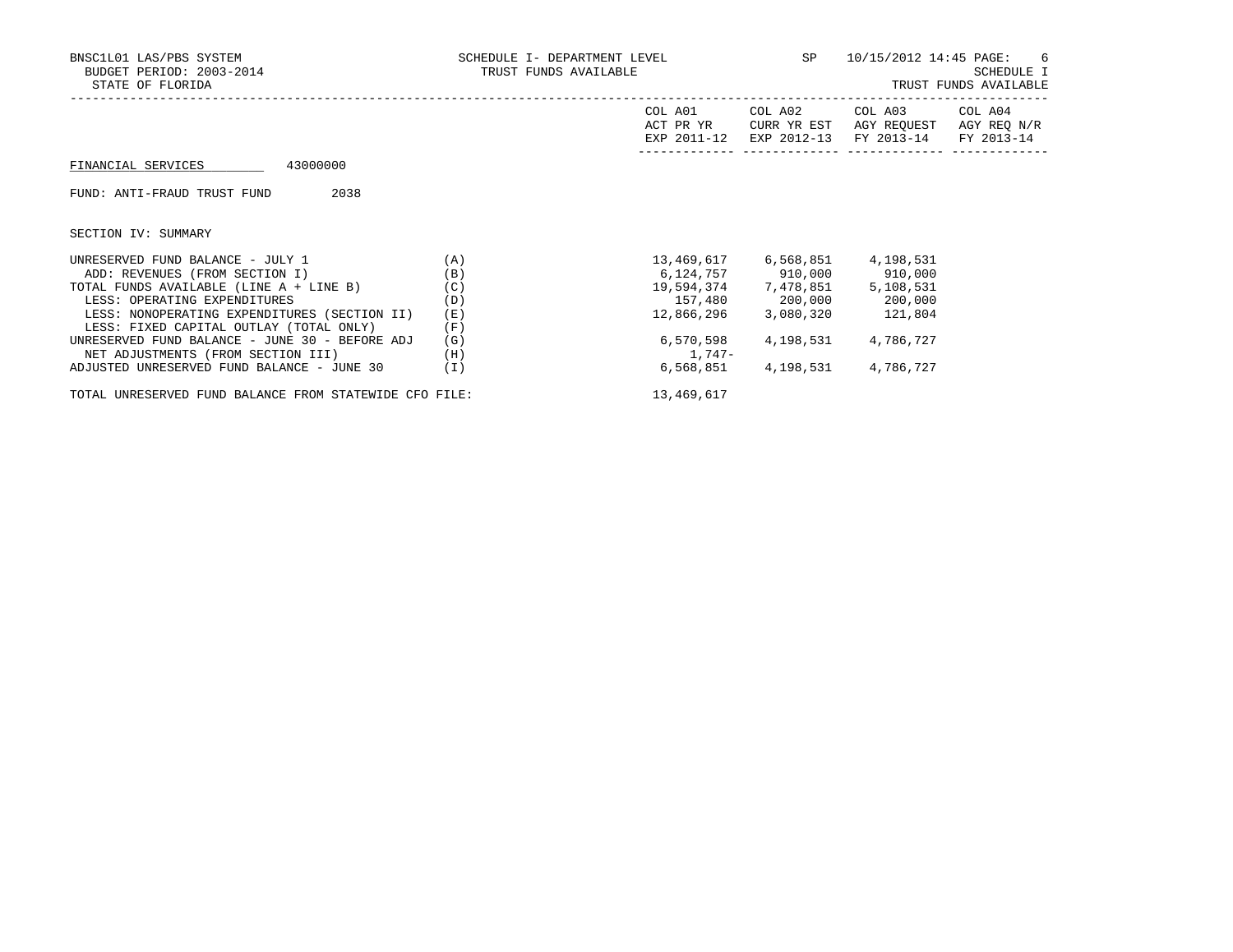BNSC1L01 LAS/PBS SYSTEM — SCHEDULE I- DEPARTMENT LEVEL — SP — 10/15/2012 14:45 PAGE: 6
BUDGET PERIOD: 2003-2014 — TRUST FUNDS AVAILABLE — SCHEDULE I
STATE OF FLORIDA — TRUST FUNDS AVAILABLE

FINANCIAL SERVICES 43000000

FUND: ANTI-FRAUD TRUST FUND 2038

SECTION IV: SUMMARY

| | | COL A01 ACT PR YR EXP 2011-12 | COL A02 CURR YR EST EXP 2012-13 | COL A03 AGY REQUEST FY 2013-14 | COL A04 AGY REQ N/R FY 2013-14 |
|---|---|---|---|---|---|
| UNRESERVED FUND BALANCE - JULY 1 | (A) | 13,469,617 | 6,568,851 | 4,198,531 | |
| ADD: REVENUES (FROM SECTION I) | (B) | 6,124,757 | 910,000 | 910,000 | |
| TOTAL FUNDS AVAILABLE (LINE A + LINE B) | (C) | 19,594,374 | 7,478,851 | 5,108,531 | |
| LESS: OPERATING EXPENDITURES | (D) | 157,480 | 200,000 | 200,000 | |
| LESS: NONOPERATING EXPENDITURES (SECTION II) | (E) | 12,866,296 | 3,080,320 | 121,804 | |
| LESS: FIXED CAPITAL OUTLAY (TOTAL ONLY) | (F) | | | | |
| UNRESERVED FUND BALANCE - JUNE 30 - BEFORE ADJ | (G) | 6,570,598 | 4,198,531 | 4,786,727 | |
| NET ADJUSTMENTS (FROM SECTION III) | (H) | 1,747- | | | |
| ADJUSTED UNRESERVED FUND BALANCE - JUNE 30 | (I) | 6,568,851 | 4,198,531 | 4,786,727 | |
| TOTAL UNRESERVED FUND BALANCE FROM STATEWIDE CFO FILE: | | 13,469,617 | | | |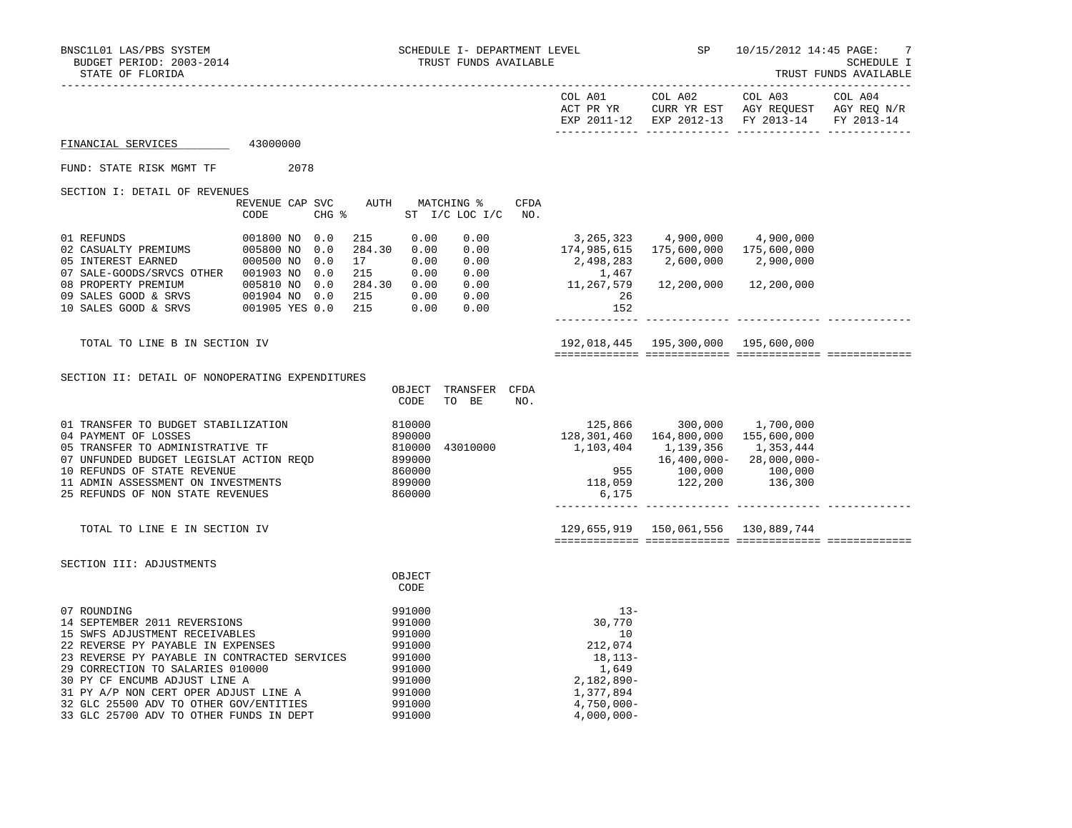BNSC1L01 LAS/PBS SYSTEM — SCHEDULE I- DEPARTMENT LEVEL — SP 10/15/2012 14:45

BUDGET PERIOD: 2003-2014 — TRUST FUNDS AVAILABLE — SCHEDULE I

STATE OF FLORIDA — TRUST FUNDS AVAILABLE

## FINANCIAL SERVICES 43000000

FUND: STATE RISK MGMT TF 2078

### SECTION I: DETAIL OF REVENUES

| | REVENUE CODE | CAP | SVC CHG % | AUTH | MATCHING % ST I/C | LOC I/C | CFDA NO. | COL A01 ACT PR YR EXP 2011-12 | COL A02 CURR YR EST EXP 2012-13 | COL A03 AGY REQUEST FY 2013-14 | COL A04 AGY REQ N/R FY 2013-14 |
|---|---|---|---|---|---|---|---|---|---|---|---|
| 01 REFUNDS | 001800 | NO | 0.0 | 215 | 0.00 | 0.00 | | 3,265,323 | 4,900,000 | 4,900,000 | |
| 02 CASUALTY PREMIUMS | 005800 | NO | 0.0 | 284.30 | 0.00 | 0.00 | | 174,985,615 | 175,600,000 | 175,600,000 | |
| 05 INTEREST EARNED | 000500 | NO | 0.0 | 17 | 0.00 | 0.00 | | 2,498,283 | 2,600,000 | 2,900,000 | |
| 07 SALE-GOODS/SRVCS OTHER | 001903 | NO | 0.0 | 215 | 0.00 | 0.00 | | 1,467 | | | |
| 08 PROPERTY PREMIUM | 005810 | NO | 0.0 | 284.30 | 0.00 | 0.00 | | 11,267,579 | 12,200,000 | 12,200,000 | |
| 09 SALES GOOD & SRVS | 001904 | NO | 0.0 | 215 | 0.00 | 0.00 | | 26 | | | |
| 10 SALES GOOD & SRVS | 001905 | YES | 0.0 | 215 | 0.00 | 0.00 | | 152 | | | |
| TOTAL TO LINE B IN SECTION IV | | | | | | | | 192,018,445 | 195,300,000 | 195,600,000 | |

### SECTION II: DETAIL OF NONOPERATING EXPENDITURES

| | OBJECT CODE | TRANSFER TO BE | CFDA NO. | COL A01 | COL A02 | COL A03 | COL A04 |
|---|---|---|---|---|---|---|---|
| 01 TRANSFER TO BUDGET STABILIZATION | 810000 | | | 125,866 | 300,000 | 1,700,000 | |
| 04 PAYMENT OF LOSSES | 890000 | | | 128,301,460 | 164,800,000 | 155,600,000 | |
| 05 TRANSFER TO ADMINISTRATIVE TF | 810000 | 43010000 | | 1,103,404 | 1,139,356 | 1,353,444 | |
| 07 UNFUNDED BUDGET LEGISLAT ACTION REQD | 899000 | | | | 16,400,000- | 28,000,000- | |
| 10 REFUNDS OF STATE REVENUE | 860000 | | | 955 | 100,000 | 100,000 | |
| 11 ADMIN ASSESSMENT ON INVESTMENTS | 899000 | | | 118,059 | 122,200 | 136,300 | |
| 25 REFUNDS OF NON STATE REVENUES | 860000 | | | 6,175 | | | |
| TOTAL TO LINE E IN SECTION IV | | | | 129,655,919 | 150,061,556 | 130,889,744 | |

### SECTION III: ADJUSTMENTS

| | OBJECT CODE | COL A01 | COL A02 | COL A03 | COL A04 |
|---|---|---|---|---|---|
| 07 ROUNDING | 991000 | 13- | | | |
| 14 SEPTEMBER 2011 REVERSIONS | 991000 | 30,770 | | | |
| 15 SWFS ADJUSTMENT RECEIVABLES | 991000 | 10 | | | |
| 22 REVERSE PY PAYABLE IN EXPENSES | 991000 | 212,074 | | | |
| 23 REVERSE PY PAYABLE IN CONTRACTED SERVICES | 991000 | 18,113- | | | |
| 29 CORRECTION TO SALARIES 010000 | 991000 | 1,649 | | | |
| 30 PY CF ENCUMB ADJUST LINE A | 991000 | 2,182,890- | | | |
| 31 PY A/P NON CERT OPER ADJUST LINE A | 991000 | 1,377,894 | | | |
| 32 GLC 25500 ADV TO OTHER GOV/ENTITIES | 991000 | 4,750,000- | | | |
| 33 GLC 25700 ADV TO OTHER FUNDS IN DEPT | 991000 | 4,000,000- | | | |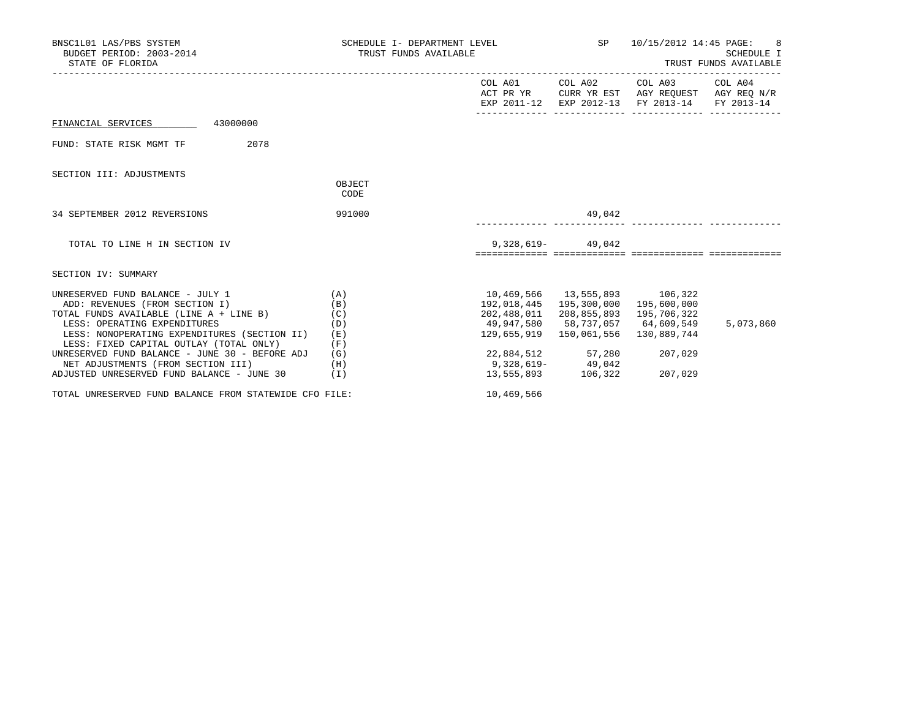FINANCIAL SERVICES 43000000

FUND: STATE RISK MGMT TF 2078

SECTION III: ADJUSTMENTS

| | OBJECT CODE | COL A01 ACT PR YR EXP 2011-12 | COL A02 CURR YR EST EXP 2012-13 | COL A03 AGY REQUEST FY 2013-14 | COL A04 AGY REQ N/R FY 2013-14 |
|---|---|---|---|---|---|
| 34 SEPTEMBER 2012 REVERSIONS | 991000 | | 49,042 | | |
| TOTAL TO LINE H IN SECTION IV | | 9,328,619- | 49,042 | | |

SECTION IV: SUMMARY

| | | COL A01 ACT PR YR EXP 2011-12 | COL A02 CURR YR EST EXP 2012-13 | COL A03 AGY REQUEST FY 2013-14 | COL A04 AGY REQ N/R FY 2013-14 |
|---|---|---|---|---|---|
| UNRESERVED FUND BALANCE - JULY 1 | (A) | 10,469,566 | 13,555,893 | 106,322 | |
| ADD: REVENUES (FROM SECTION I) | (B) | 192,018,445 | 195,300,000 | 195,600,000 | |
| TOTAL FUNDS AVAILABLE (LINE A + LINE B) | (C) | 202,488,011 | 208,855,893 | 195,706,322 | |
| LESS: OPERATING EXPENDITURES | (D) | 49,947,580 | 58,737,057 | 64,609,549 | 5,073,860 |
| LESS: NONOPERATING EXPENDITURES (SECTION II) | (E) | 129,655,919 | 150,061,556 | 130,889,744 | |
| LESS: FIXED CAPITAL OUTLAY (TOTAL ONLY) | (F) | | | | |
| UNRESERVED FUND BALANCE - JUNE 30 - BEFORE ADJ | (G) | 22,884,512 | 57,280 | 207,029 | |
| NET ADJUSTMENTS (FROM SECTION III) | (H) | 9,328,619- | 49,042 | | |
| ADJUSTED UNRESERVED FUND BALANCE - JUNE 30 | (I) | 13,555,893 | 106,322 | 207,029 | |

TOTAL UNRESERVED FUND BALANCE FROM STATEWIDE CFO FILE: 10,469,566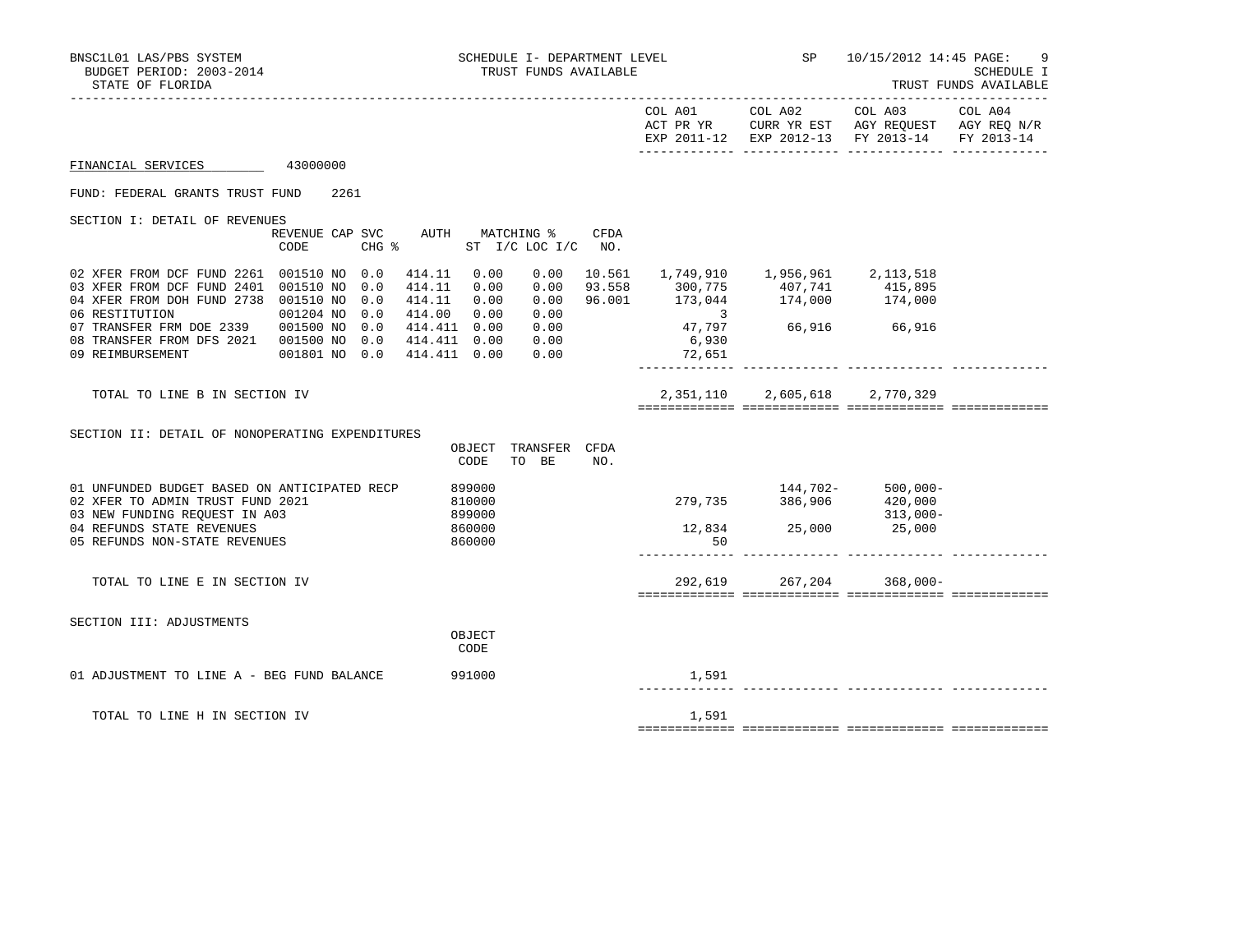BNSC1L01 LAS/PBS SYSTEM — SCHEDULE I- DEPARTMENT LEVEL — TRUST FUNDS AVAILABLE — SP 10/15/2012 14:45

BUDGET PERIOD: 2003-2014

STATE OF FLORIDA — SCHEDULE I — TRUST FUNDS AVAILABLE

FINANCIAL SERVICES 43000000

FUND: FEDERAL GRANTS TRUST FUND 2261

## SECTION I: DETAIL OF REVENUES

| | REVENUE CODE | CAP | SVC CHG % | AUTH | MATCHING % ST | I/C LOC I/C | CFDA NO. | COL A01 ACT PR YR EXP 2011-12 | COL A02 CURR YR EST EXP 2012-13 | COL A03 AGY REQUEST FY 2013-14 | COL A04 AGY REQ N/R FY 2013-14 |
|---|---|---|---|---|---|---|---|---|---|---|---|
| 02 XFER FROM DCF FUND 2261 | 001510 | NO | 0.0 | 414.11 | 0.00 | 0.00 | 10.561 | 1,749,910 | 1,956,961 | 2,113,518 | |
| 03 XFER FROM DCF FUND 2401 | 001510 | NO | 0.0 | 414.11 | 0.00 | 0.00 | 93.558 | 300,775 | 407,741 | 415,895 | |
| 04 XFER FROM DOH FUND 2738 | 001510 | NO | 0.0 | 414.11 | 0.00 | 0.00 | 96.001 | 173,044 | 174,000 | 174,000 | |
| 06 RESTITUTION | 001204 | NO | 0.0 | 414.00 | 0.00 | 0.00 | | 3 | | | |
| 07 TRANSFER FRM DOE 2339 | 001500 | NO | 0.0 | 414.411 | 0.00 | 0.00 | | 47,797 | 66,916 | 66,916 | |
| 08 TRANSFER FROM DFS 2021 | 001500 | NO | 0.0 | 414.411 | 0.00 | 0.00 | | 6,930 | | | |
| 09 REIMBURSEMENT | 001801 | NO | 0.0 | 414.411 | 0.00 | 0.00 | | 72,651 | | | |
| TOTAL TO LINE B IN SECTION IV | | | | | | | | 2,351,110 | 2,605,618 | 2,770,329 | |

## SECTION II: DETAIL OF NONOPERATING EXPENDITURES

| | OBJECT CODE | TRANSFER TO BE | CFDA NO. | COL A01 | COL A02 | COL A03 | COL A04 |
|---|---|---|---|---|---|---|---|
| 01 UNFUNDED BUDGET BASED ON ANTICIPATED RECP | 899000 | | | | 144,702- | 500,000- | |
| 02 XFER TO ADMIN TRUST FUND 2021 | 810000 | | | 279,735 | 386,906 | 420,000 | |
| 03 NEW FUNDING REQUEST IN A03 | 899000 | | | | | 313,000- | |
| 04 REFUNDS STATE REVENUES | 860000 | | | 12,834 | 25,000 | 25,000 | |
| 05 REFUNDS NON-STATE REVENUES | 860000 | | | 50 | | | |
| TOTAL TO LINE E IN SECTION IV | | | | 292,619 | 267,204 | 368,000- | |

## SECTION III: ADJUSTMENTS

| | OBJECT CODE | COL A01 | COL A02 | COL A03 | COL A04 |
|---|---|---|---|---|---|
| 01 ADJUSTMENT TO LINE A - BEG FUND BALANCE | 991000 | 1,591 | | | |
| TOTAL TO LINE H IN SECTION IV | | 1,591 | | | |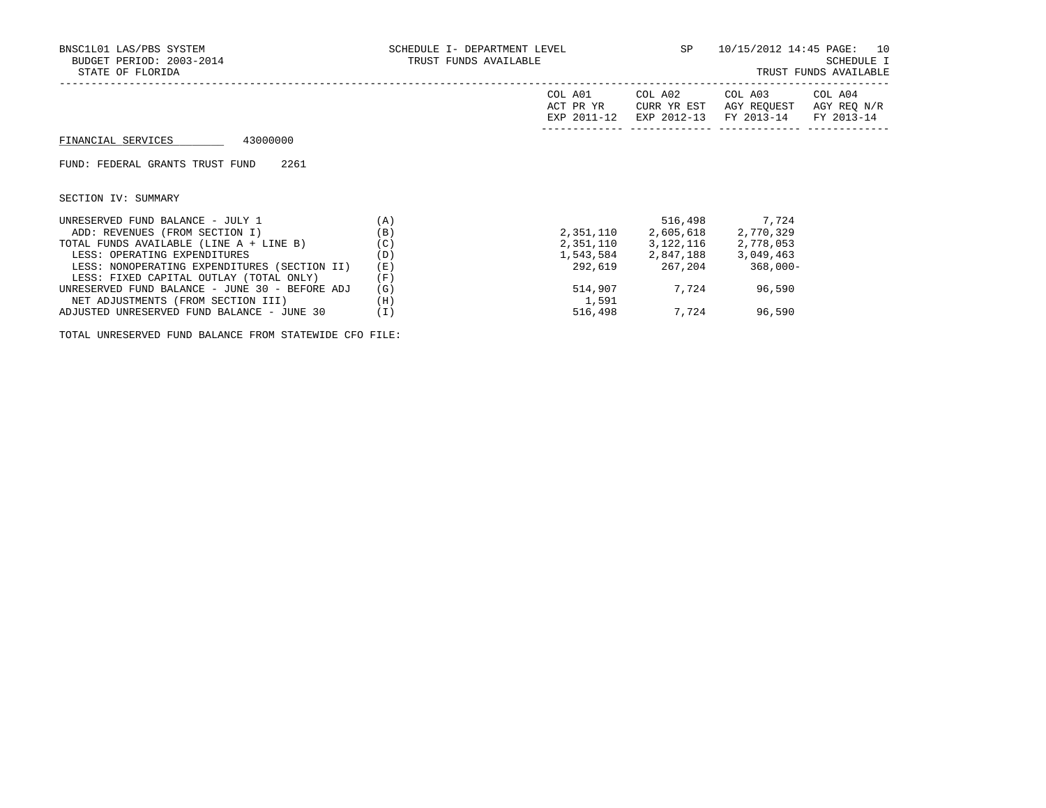BNSC1L01 LAS/PBS SYSTEM
BUDGET PERIOD: 2003-2014
STATE OF FLORIDA

SCHEDULE I- DEPARTMENT LEVEL
TRUST FUNDS AVAILABLE

SP 10/15/2012 14:45

SCHEDULE I
TRUST FUNDS AVAILABLE

FINANCIAL SERVICES 43000000

FUND: FEDERAL GRANTS TRUST FUND 2261

SECTION IV: SUMMARY

| | | COL A01 ACT PR YR EXP 2011-12 | COL A02 CURR YR EST EXP 2012-13 | COL A03 AGY REQUEST FY 2013-14 | COL A04 AGY REQ N/R FY 2013-14 |
|---|---|---|---|---|---|
| UNRESERVED FUND BALANCE - JULY 1 | (A) | | 516,498 | 7,724 | |
| ADD: REVENUES (FROM SECTION I) | (B) | 2,351,110 | 2,605,618 | 2,770,329 | |
| TOTAL FUNDS AVAILABLE (LINE A + LINE B) | (C) | 2,351,110 | 3,122,116 | 2,778,053 | |
| LESS: OPERATING EXPENDITURES | (D) | 1,543,584 | 2,847,188 | 3,049,463 | |
| LESS: NONOPERATING EXPENDITURES (SECTION II) | (E) | 292,619 | 267,204 | 368,000- | |
| LESS: FIXED CAPITAL OUTLAY (TOTAL ONLY) | (F) | | | | |
| UNRESERVED FUND BALANCE - JUNE 30 - BEFORE ADJ | (G) | 514,907 | 7,724 | 96,590 | |
| NET ADJUSTMENTS (FROM SECTION III) | (H) | 1,591 | | | |
| ADJUSTED UNRESERVED FUND BALANCE - JUNE 30 | (I) | 516,498 | 7,724 | 96,590 | |

TOTAL UNRESERVED FUND BALANCE FROM STATEWIDE CFO FILE: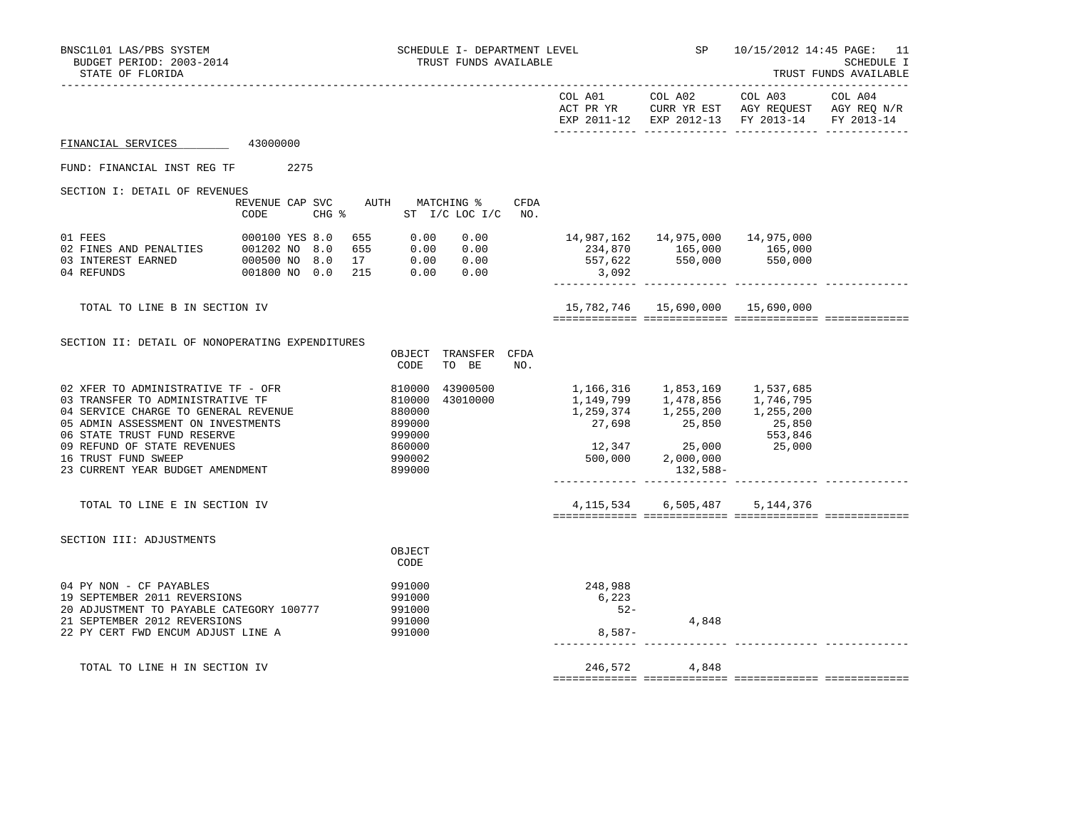BNSC1L01 LAS/PBS SYSTEM | BUDGET PERIOD: 2003-2014 | STATE OF FLORIDA

SCHEDULE I- DEPARTMENT LEVEL | TRUST FUNDS AVAILABLE

SP 10/15/2012 14:45 PAGE: 11 | SCHEDULE I | TRUST FUNDS AVAILABLE

FINANCIAL SERVICES 43000000

FUND: FINANCIAL INST REG TF 2275

## SECTION I: DETAIL OF REVENUES

| | REVENUE CODE | CAP | SVC CHG % | AUTH | MATCHING % ST I/C | MATCHING % LOC I/C | CFDA NO. | COL A01 ACT PR YR EXP 2011-12 | COL A02 CURR YR EST EXP 2012-13 | COL A03 AGY REQUEST FY 2013-14 | COL A04 AGY REQ N/R FY 2013-14 |
|---|---|---|---|---|---|---|---|---|---|---|---|
| 01 FEES | 000100 | YES | 8.0 | 655 | 0.00 | 0.00 | | 14,987,162 | 14,975,000 | 14,975,000 | |
| 02 FINES AND PENALTIES | 001202 | NO | 8.0 | 655 | 0.00 | 0.00 | | 234,870 | 165,000 | 165,000 | |
| 03 INTEREST EARNED | 000500 | NO | 8.0 | 17 | 0.00 | 0.00 | | 557,622 | 550,000 | 550,000 | |
| 04 REFUNDS | 001800 | NO | 0.0 | 215 | 0.00 | 0.00 | | 3,092 | | | |
| TOTAL TO LINE B IN SECTION IV | | | | | | | | 15,782,746 | 15,690,000 | 15,690,000 | |

## SECTION II: DETAIL OF NONOPERATING EXPENDITURES

| | OBJECT CODE | TRANSFER TO BE | CFDA NO. | COL A01 ACT PR YR EXP 2011-12 | COL A02 CURR YR EST EXP 2012-13 | COL A03 AGY REQUEST FY 2013-14 | COL A04 AGY REQ N/R FY 2013-14 |
|---|---|---|---|---|---|---|---|
| 02 XFER TO ADMINISTRATIVE TF - OFR | 810000 | 43900500 | | 1,166,316 | 1,853,169 | 1,537,685 | |
| 03 TRANSFER TO ADMINISTRATIVE TF | 810000 | 43010000 | | 1,149,799 | 1,478,856 | 1,746,795 | |
| 04 SERVICE CHARGE TO GENERAL REVENUE | 880000 | | | 1,259,374 | 1,255,200 | 1,255,200 | |
| 05 ADMIN ASSESSMENT ON INVESTMENTS | 899000 | | | 27,698 | 25,850 | 25,850 | |
| 06 STATE TRUST FUND RESERVE | 999000 | | | | | 553,846 | |
| 09 REFUND OF STATE REVENUES | 860000 | | | 12,347 | 25,000 | 25,000 | |
| 16 TRUST FUND SWEEP | 990002 | | | 500,000 | 2,000,000 | | |
| 23 CURRENT YEAR BUDGET AMENDMENT | 899000 | | | | 132,588- | | |
| TOTAL TO LINE E IN SECTION IV | | | | 4,115,534 | 6,505,487 | 5,144,376 | |

## SECTION III: ADJUSTMENTS

| | OBJECT CODE | COL A01 ACT PR YR EXP 2011-12 | COL A02 CURR YR EST EXP 2012-13 | COL A03 AGY REQUEST FY 2013-14 | COL A04 AGY REQ N/R FY 2013-14 |
|---|---|---|---|---|---|
| 04 PY NON - CF PAYABLES | 991000 | 248,988 | | | |
| 19 SEPTEMBER 2011 REVERSIONS | 991000 | 6,223 | | | |
| 20 ADJUSTMENT TO PAYABLE CATEGORY 100777 | 991000 | 52- | | | |
| 21 SEPTEMBER 2012 REVERSIONS | 991000 | | 4,848 | | |
| 22 PY CERT FWD ENCUM ADJUST LINE A | 991000 | 8,587- | | | |
| TOTAL TO LINE H IN SECTION IV | | 246,572 | 4,848 | | |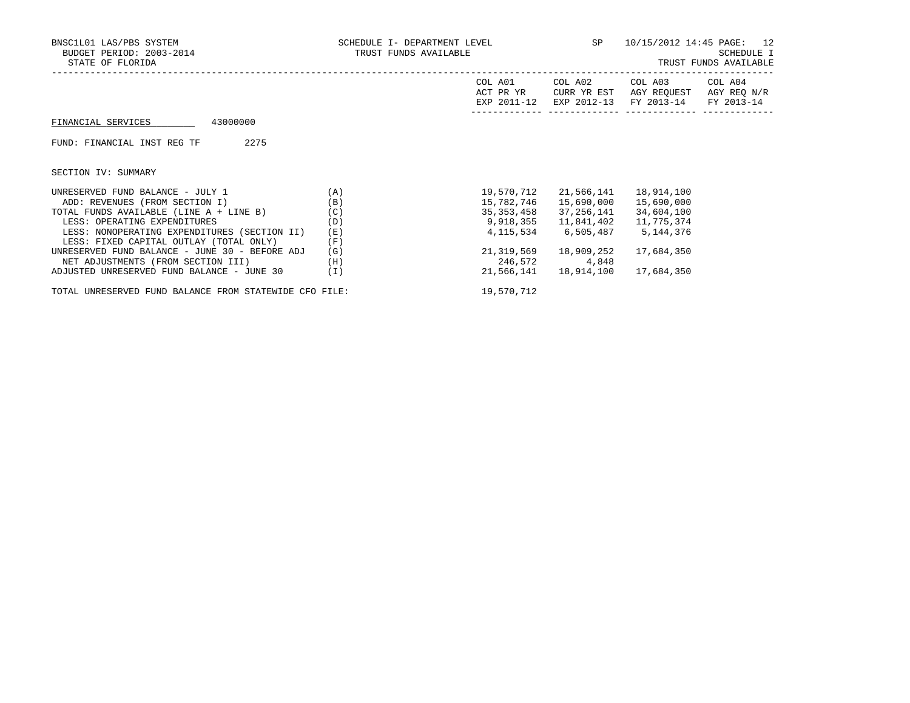BNSC1L01 LAS/PBS SYSTEM — SCHEDULE I- DEPARTMENT LEVEL — SP — 10/15/2012 14:45
BUDGET PERIOD: 2003-2014 — TRUST FUNDS AVAILABLE — SCHEDULE I
STATE OF FLORIDA — TRUST FUNDS AVAILABLE

FINANCIAL SERVICES 43000000

FUND: FINANCIAL INST REG TF 2275

SECTION IV: SUMMARY

| | | COL A01 ACT PR YR EXP 2011-12 | COL A02 CURR YR EST EXP 2012-13 | COL A03 AGY REQUEST FY 2013-14 | COL A04 AGY REQ N/R FY 2013-14 |
|---|---|---|---|---|---|
| UNRESERVED FUND BALANCE - JULY 1 | (A) | 19,570,712 | 21,566,141 | 18,914,100 | |
| ADD: REVENUES (FROM SECTION I) | (B) | 15,782,746 | 15,690,000 | 15,690,000 | |
| TOTAL FUNDS AVAILABLE (LINE A + LINE B) | (C) | 35,353,458 | 37,256,141 | 34,604,100 | |
| LESS: OPERATING EXPENDITURES | (D) | 9,918,355 | 11,841,402 | 11,775,374 | |
| LESS: NONOPERATING EXPENDITURES (SECTION II) | (E) | 4,115,534 | 6,505,487 | 5,144,376 | |
| LESS: FIXED CAPITAL OUTLAY (TOTAL ONLY) | (F) | | | | |
| UNRESERVED FUND BALANCE - JUNE 30 - BEFORE ADJ | (G) | 21,319,569 | 18,909,252 | 17,684,350 | |
| NET ADJUSTMENTS (FROM SECTION III) | (H) | 246,572 | 4,848 | | |
| ADJUSTED UNRESERVED FUND BALANCE - JUNE 30 | (I) | 21,566,141 | 18,914,100 | 17,684,350 | |
| TOTAL UNRESERVED FUND BALANCE FROM STATEWIDE CFO FILE: | | 19,570,712 | | | |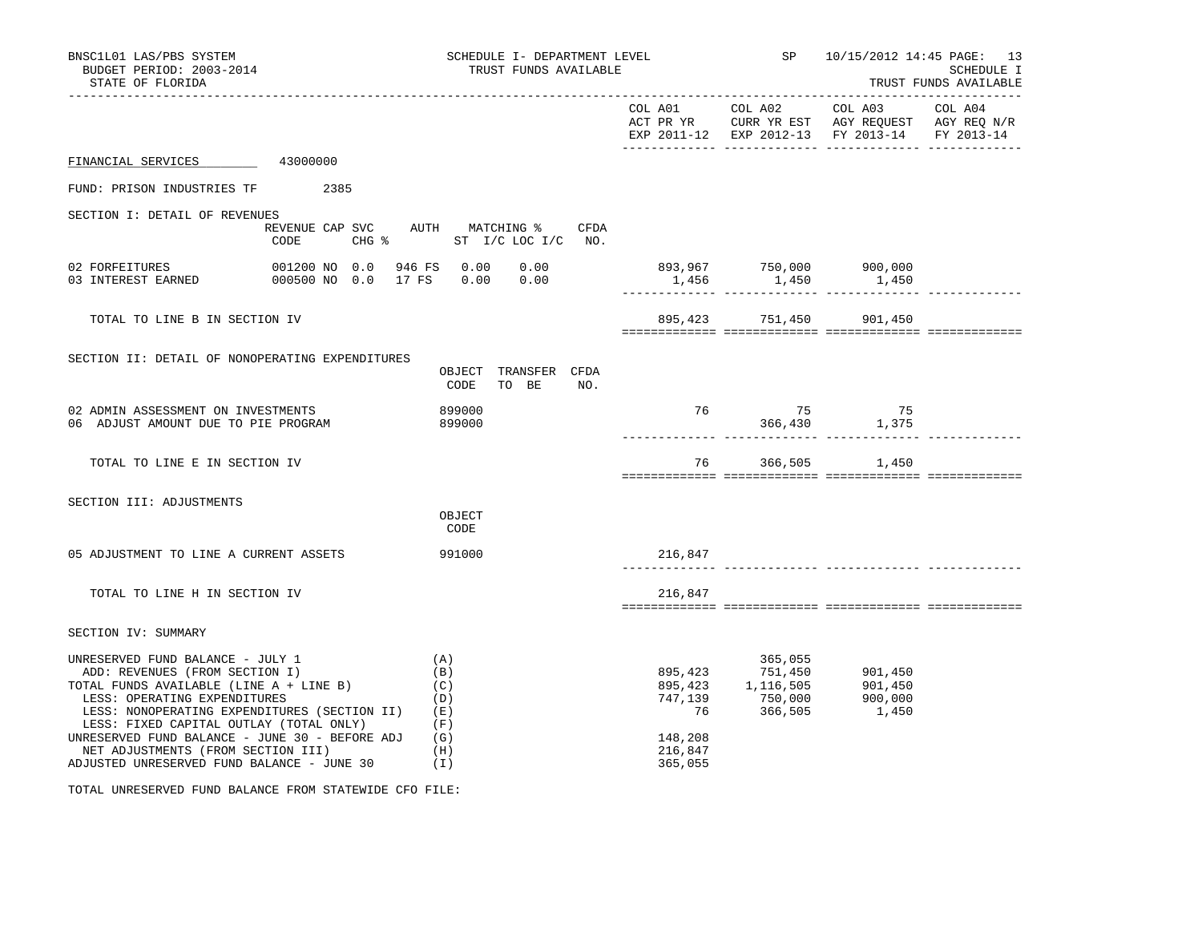BNSC1L01 LAS/PBS SYSTEM — SCHEDULE I- DEPARTMENT LEVEL — SP 10/15/2012 14:45 PAGE: 13
BUDGET PERIOD: 2003-2014 — TRUST FUNDS AVAILABLE — SCHEDULE I
STATE OF FLORIDA — TRUST FUNDS AVAILABLE

FINANCIAL SERVICES 43000000

FUND: PRISON INDUSTRIES TF 2385

## SECTION I: DETAIL OF REVENUES

| | REVENUE CODE | CAP SVC CHG % | AUTH ST | MATCHING % I/C | LOC I/C | CFDA NO. | COL A01 ACT PR YR EXP 2011-12 | COL A02 CURR YR EST EXP 2012-13 | COL A03 AGY REQUEST FY 2013-14 | COL A04 AGY REQ N/R FY 2013-14 |
|---|---|---|---|---|---|---|---|---|---|---|
| 02 FORFEITURES | 001200 | NO 0.0 | 946 FS | 0.00 | 0.00 | | 893,967 | 750,000 | 900,000 | |
| 03 INTEREST EARNED | 000500 | NO 0.0 | 17 FS | 0.00 | 0.00 | | 1,456 | 1,450 | 1,450 | |
| TOTAL TO LINE B IN SECTION IV | | | | | | | 895,423 | 751,450 | 901,450 | |

## SECTION II: DETAIL OF NONOPERATING EXPENDITURES

| | OBJECT CODE | TRANSFER TO BE | CFDA NO. | COL A01 | COL A02 | COL A03 | COL A04 |
|---|---|---|---|---|---|---|---|
| 02 ADMIN ASSESSMENT ON INVESTMENTS | 899000 | | | 76 | 75 | 75 | |
| 06 ADJUST AMOUNT DUE TO PIE PROGRAM | 899000 | | | | 366,430 | 1,375 | |
| TOTAL TO LINE E IN SECTION IV | | | | 76 | 366,505 | 1,450 | |

## SECTION III: ADJUSTMENTS

| | OBJECT CODE | COL A01 | COL A02 | COL A03 | COL A04 |
|---|---|---|---|---|---|
| 05 ADJUSTMENT TO LINE A CURRENT ASSETS | 991000 | 216,847 | | | |
| TOTAL TO LINE H IN SECTION IV | | 216,847 | | | |

## SECTION IV: SUMMARY

| | | COL A01 | COL A02 | COL A03 | COL A04 |
|---|---|---|---|---|---|
| UNRESERVED FUND BALANCE - JULY 1 | (A) | | 365,055 | | |
| ADD: REVENUES (FROM SECTION I) | (B) | 895,423 | 751,450 | 901,450 | |
| TOTAL FUNDS AVAILABLE (LINE A + LINE B) | (C) | 895,423 | 1,116,505 | 901,450 | |
| LESS: OPERATING EXPENDITURES | (D) | 747,139 | 750,000 | 900,000 | |
| LESS: NONOPERATING EXPENDITURES (SECTION II) | (E) | 76 | 366,505 | 1,450 | |
| LESS: FIXED CAPITAL OUTLAY (TOTAL ONLY) | (F) | | | | |
| UNRESERVED FUND BALANCE - JUNE 30 - BEFORE ADJ | (G) | 148,208 | | | |
| NET ADJUSTMENTS (FROM SECTION III) | (H) | 216,847 | | | |
| ADJUSTED UNRESERVED FUND BALANCE - JUNE 30 | (I) | 365,055 | | | |

TOTAL UNRESERVED FUND BALANCE FROM STATEWIDE CFO FILE: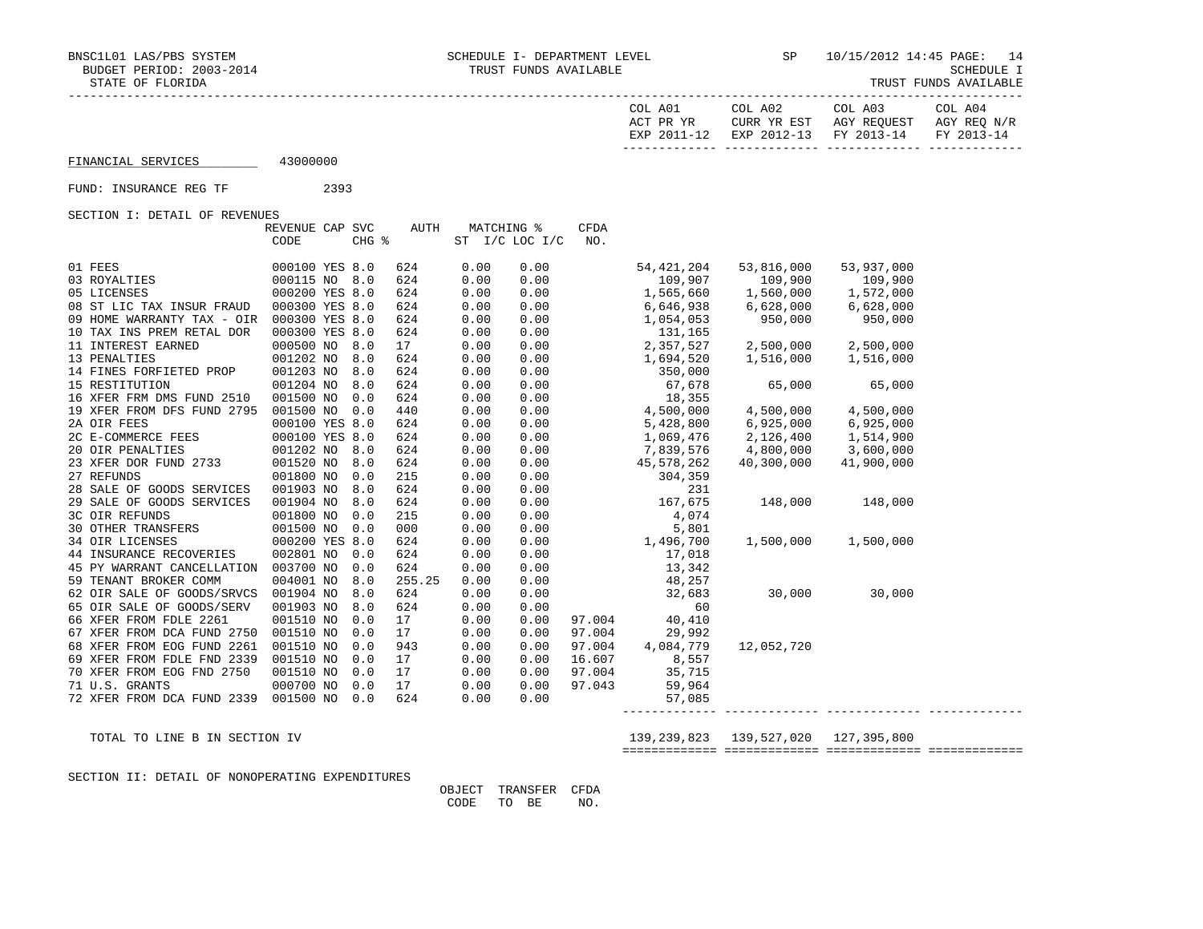SCHEDULE I- DEPARTMENT LEVEL
TRUST FUNDS AVAILABLE

BUDGET PERIOD: 2003-2014
STATE OF FLORIDA

SCHEDULE I
TRUST FUNDS AVAILABLE

FINANCIAL SERVICES 43000000

FUND: INSURANCE REG TF 2393

SECTION I: DETAIL OF REVENUES

| | REVENUE CODE | CAP | SVC CHG % | AUTH | MATCHING % ST I/C | LOC I/C | CFDA NO. | COL A01 ACT PR YR EXP 2011-12 | COL A02 CURR YR EST EXP 2012-13 | COL A03 AGY REQUEST FY 2013-14 | COL A04 AGY REQ N/R FY 2013-14 |
|---|---|---|---|---|---|---|---|---|---|---|---|
| 01 FEES | 000100 | YES | 8.0 | 624 | 0.00 | 0.00 | | 54,421,204 | 53,816,000 | 53,937,000 | |
| 03 ROYALTIES | 000115 | NO | 8.0 | 624 | 0.00 | 0.00 | | 109,907 | 109,900 | 109,900 | |
| 05 LICENSES | 000200 | YES | 8.0 | 624 | 0.00 | 0.00 | | 1,565,660 | 1,560,000 | 1,572,000 | |
| 08 ST LIC TAX INSUR FRAUD | 000300 | YES | 8.0 | 624 | 0.00 | 0.00 | | 6,646,938 | 6,628,000 | 6,628,000 | |
| 09 HOME WARRANTY TAX - OIR | 000300 | YES | 8.0 | 624 | 0.00 | 0.00 | | 1,054,053 | 950,000 | 950,000 | |
| 10 TAX INS PREM RETAL DOR | 000300 | YES | 8.0 | 624 | 0.00 | 0.00 | | 131,165 | | | |
| 11 INTEREST EARNED | 000500 | NO | 8.0 | 17 | 0.00 | 0.00 | | 2,357,527 | 2,500,000 | 2,500,000 | |
| 13 PENALTIES | 001202 | NO | 8.0 | 624 | 0.00 | 0.00 | | 1,694,520 | 1,516,000 | 1,516,000 | |
| 14 FINES FORFIETED PROP | 001203 | NO | 8.0 | 624 | 0.00 | 0.00 | | 350,000 | | | |
| 15 RESTITUTION | 001204 | NO | 8.0 | 624 | 0.00 | 0.00 | | 67,678 | 65,000 | 65,000 | |
| 16 XFER FRM DMS FUND 2510 | 001500 | NO | 0.0 | 624 | 0.00 | 0.00 | | 18,355 | | | |
| 19 XFER FROM DFS FUND 2795 | 001500 | NO | 0.0 | 440 | 0.00 | 0.00 | | 4,500,000 | 4,500,000 | 4,500,000 | |
| 2A OIR FEES | 000100 | YES | 8.0 | 624 | 0.00 | 0.00 | | 5,428,800 | 6,925,000 | 6,925,000 | |
| 2C E-COMMERCE FEES | 000100 | YES | 8.0 | 624 | 0.00 | 0.00 | | 1,069,476 | 2,126,400 | 1,514,900 | |
| 20 OIR PENALTIES | 001202 | NO | 8.0 | 624 | 0.00 | 0.00 | | 7,839,576 | 4,800,000 | 3,600,000 | |
| 23 XFER DOR FUND 2733 | 001520 | NO | 8.0 | 624 | 0.00 | 0.00 | | 45,578,262 | 40,300,000 | 41,900,000 | |
| 27 REFUNDS | 001800 | NO | 0.0 | 215 | 0.00 | 0.00 | | 304,359 | | | |
| 28 SALE OF GOODS SERVICES | 001903 | NO | 8.0 | 624 | 0.00 | 0.00 | | 231 | | | |
| 29 SALE OF GOODS SERVICES | 001904 | NO | 8.0 | 624 | 0.00 | 0.00 | | 167,675 | 148,000 | 148,000 | |
| 3C OIR REFUNDS | 001800 | NO | 0.0 | 215 | 0.00 | 0.00 | | 4,074 | | | |
| 30 OTHER TRANSFERS | 001500 | NO | 0.0 | 000 | 0.00 | 0.00 | | 5,801 | | | |
| 34 OIR LICENSES | 000200 | YES | 8.0 | 624 | 0.00 | 0.00 | | 1,496,700 | 1,500,000 | 1,500,000 | |
| 44 INSURANCE RECOVERIES | 002801 | NO | 0.0 | 624 | 0.00 | 0.00 | | 17,018 | | | |
| 45 PY WARRANT CANCELLATION | 003700 | NO | 0.0 | 624 | 0.00 | 0.00 | | 13,342 | | | |
| 59 TENANT BROKER COMM | 004001 | NO | 8.0 | 255.25 | 0.00 | 0.00 | | 48,257 | | | |
| 62 OIR SALE OF GOODS/SRVCS | 001904 | NO | 8.0 | 624 | 0.00 | 0.00 | | 32,683 | 30,000 | 30,000 | |
| 65 OIR SALE OF GOODS/SERV | 001903 | NO | 8.0 | 624 | 0.00 | 0.00 | | 60 | | | |
| 66 XFER FROM FDLE 2261 | 001510 | NO | 0.0 | 17 | 0.00 | 0.00 | 97.004 | 40,410 | | | |
| 67 XFER FROM DCA FUND 2750 | 001510 | NO | 0.0 | 17 | 0.00 | 0.00 | 97.004 | 29,992 | | | |
| 68 XFER FROM EOG FUND 2261 | 001510 | NO | 0.0 | 943 | 0.00 | 0.00 | 97.004 | 4,084,779 | 12,052,720 | | |
| 69 XFER FROM FDLE FND 2339 | 001510 | NO | 0.0 | 17 | 0.00 | 0.00 | 16.607 | 8,557 | | | |
| 70 XFER FROM EOG FND 2750 | 001510 | NO | 0.0 | 17 | 0.00 | 0.00 | 97.004 | 35,715 | | | |
| 71 U.S. GRANTS | 000700 | NO | 0.0 | 17 | 0.00 | 0.00 | 97.043 | 59,964 | | | |
| 72 XFER FROM DCA FUND 2339 | 001500 | NO | 0.0 | 624 | 0.00 | 0.00 | | 57,085 | | | |
| TOTAL TO LINE B IN SECTION IV | | | | | | | | 139,239,823 | 139,527,020 | 127,395,800 | |

SECTION II: DETAIL OF NONOPERATING EXPENDITURES

| | OBJECT CODE | TRANSFER TO BE | CFDA NO. |
|---|---|---|---|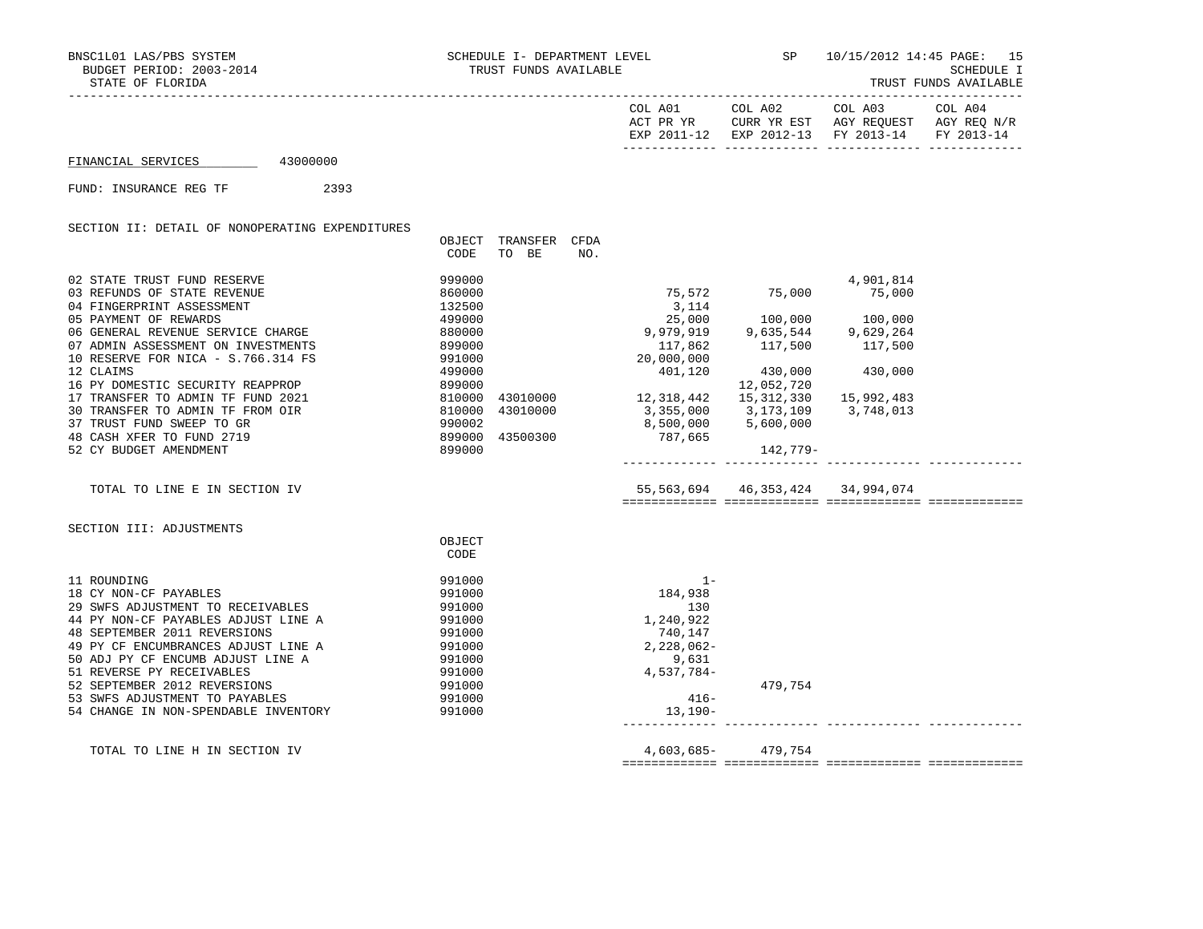BNSC1L01 LAS/PBS SYSTEM — SCHEDULE I- DEPARTMENT LEVEL — SP 10/15/2012 14:45

BUDGET PERIOD: 2003-2014 — TRUST FUNDS AVAILABLE — SCHEDULE I

STATE OF FLORIDA — TRUST FUNDS AVAILABLE

FINANCIAL SERVICES 43000000

FUND: INSURANCE REG TF 2393

## SECTION II: DETAIL OF NONOPERATING EXPENDITURES

| | OBJECT CODE | TRANSFER TO BE | CFDA NO. | COL A01 ACT PR YR EXP 2011-12 | COL A02 CURR YR EST EXP 2012-13 | COL A03 AGY REQUEST FY 2013-14 | COL A04 AGY REQ N/R FY 2013-14 |
|---|---|---|---|---|---|---|---|
| 02 STATE TRUST FUND RESERVE | 999000 | | | | | 4,901,814 | |
| 03 REFUNDS OF STATE REVENUE | 860000 | | | 75,572 | 75,000 | 75,000 | |
| 04 FINGERPRINT ASSESSMENT | 132500 | | | 3,114 | | | |
| 05 PAYMENT OF REWARDS | 499000 | | | 25,000 | 100,000 | 100,000 | |
| 06 GENERAL REVENUE SERVICE CHARGE | 880000 | | | 9,979,919 | 9,635,544 | 9,629,264 | |
| 07 ADMIN ASSESSMENT ON INVESTMENTS | 899000 | | | 117,862 | 117,500 | 117,500 | |
| 10 RESERVE FOR NICA - S.766.314 FS | 991000 | | | 20,000,000 | | | |
| 12 CLAIMS | 499000 | | | 401,120 | 430,000 | 430,000 | |
| 16 PY DOMESTIC SECURITY REAPPROP | 899000 | | | | 12,052,720 | | |
| 17 TRANSFER TO ADMIN TF FUND 2021 | 810000 | 43010000 | | 12,318,442 | 15,312,330 | 15,992,483 | |
| 30 TRANSFER TO ADMIN TF FROM OIR | 810000 | 43010000 | | 3,355,000 | 3,173,109 | 3,748,013 | |
| 37 TRUST FUND SWEEP TO GR | 990002 | | | 8,500,000 | 5,600,000 | | |
| 48 CASH XFER TO FUND 2719 | 899000 | 43500300 | | 787,665 | | | |
| 52 CY BUDGET AMENDMENT | 899000 | | | | 142,779- | | |
| TOTAL TO LINE E IN SECTION IV | | | | 55,563,694 | 46,353,424 | 34,994,074 | |

## SECTION III: ADJUSTMENTS

| | OBJECT CODE | COL A01 | COL A02 | COL A03 | COL A04 |
|---|---|---|---|---|---|
| 11 ROUNDING | 991000 | 1- | | | |
| 18 CY NON-CF PAYABLES | 991000 | 184,938 | | | |
| 29 SWFS ADJUSTMENT TO RECEIVABLES | 991000 | 130 | | | |
| 44 PY NON-CF PAYABLES ADJUST LINE A | 991000 | 1,240,922 | | | |
| 48 SEPTEMBER 2011 REVERSIONS | 991000 | 740,147 | | | |
| 49 PY CF ENCUMBRANCES ADJUST LINE A | 991000 | 2,228,062- | | | |
| 50 ADJ PY CF ENCUMB ADJUST LINE A | 991000 | 9,631 | | | |
| 51 REVERSE PY RECEIVABLES | 991000 | 4,537,784- | | | |
| 52 SEPTEMBER 2012 REVERSIONS | 991000 | | 479,754 | | |
| 53 SWFS ADJUSTMENT TO PAYABLES | 991000 | 416- | | | |
| 54 CHANGE IN NON-SPENDABLE INVENTORY | 991000 | 13,190- | | | |
| TOTAL TO LINE H IN SECTION IV | | 4,603,685- | 479,754 | | |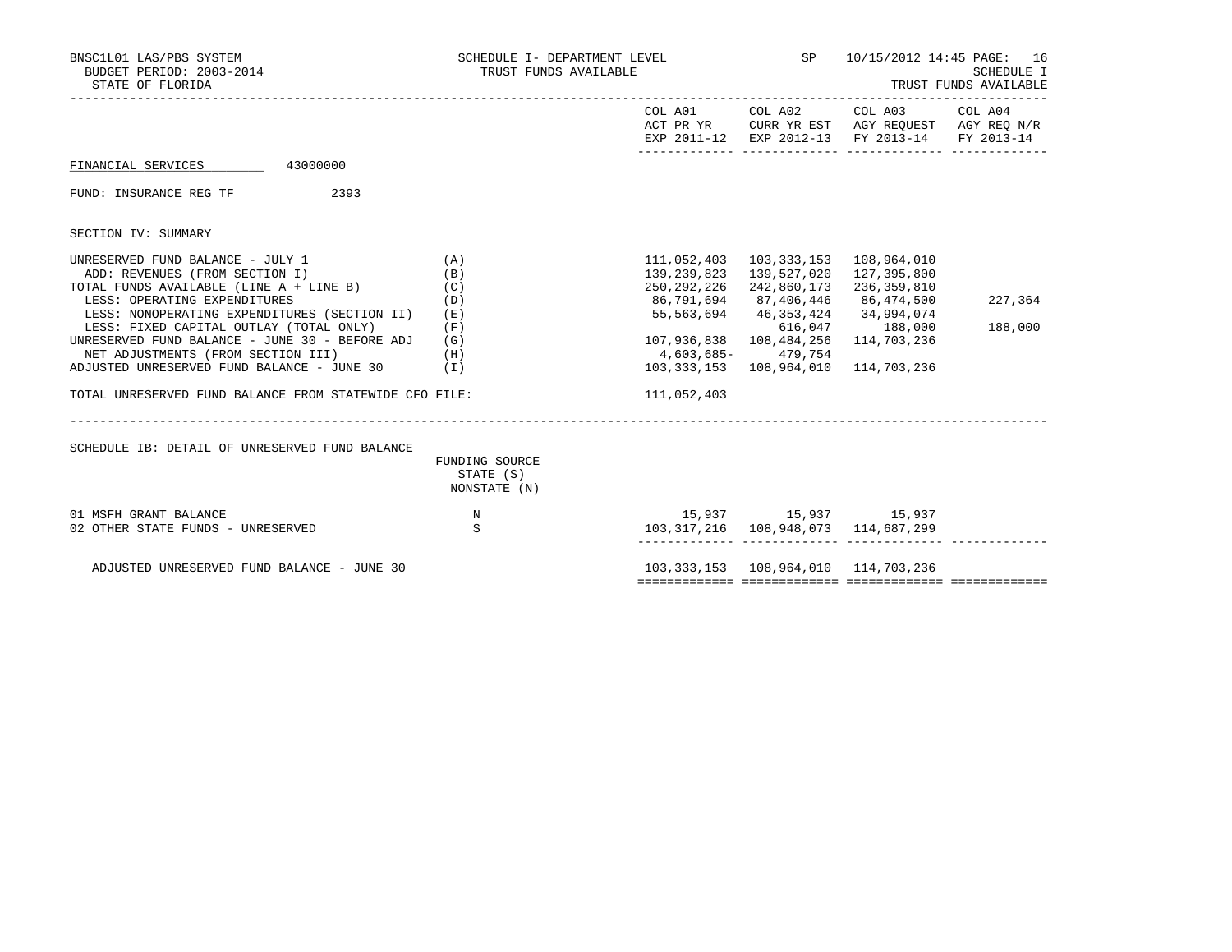BNSC1L01 LAS/PBS SYSTEM
BUDGET PERIOD: 2003-2014
STATE OF FLORIDA

SCHEDULE I- DEPARTMENT LEVEL
TRUST FUNDS AVAILABLE

SP 10/15/2012 14:45

SCHEDULE I
TRUST FUNDS AVAILABLE

FINANCIAL SERVICES 43000000

FUND: INSURANCE REG TF 2393

SECTION IV: SUMMARY

| | | COL A01 ACT PR YR EXP 2011-12 | COL A02 CURR YR EST EXP 2012-13 | COL A03 AGY REQUEST FY 2013-14 | COL A04 AGY REQ N/R FY 2013-14 |
|---|---|---|---|---|---|
| UNRESERVED FUND BALANCE - JULY 1 | (A) | 111,052,403 | 103,333,153 | 108,964,010 | |
| ADD: REVENUES (FROM SECTION I) | (B) | 139,239,823 | 139,527,020 | 127,395,800 | |
| TOTAL FUNDS AVAILABLE (LINE A + LINE B) | (C) | 250,292,226 | 242,860,173 | 236,359,810 | |
| LESS: OPERATING EXPENDITURES | (D) | 86,791,694 | 87,406,446 | 86,474,500 | 227,364 |
| LESS: NONOPERATING EXPENDITURES (SECTION II) | (E) | 55,563,694 | 46,353,424 | 34,994,074 | |
| LESS: FIXED CAPITAL OUTLAY (TOTAL ONLY) | (F) | | 616,047 | 188,000 | 188,000 |
| UNRESERVED FUND BALANCE - JUNE 30 - BEFORE ADJ | (G) | 107,936,838 | 108,484,256 | 114,703,236 | |
| NET ADJUSTMENTS (FROM SECTION III) | (H) | 4,603,685- | 479,754 | | |
| ADJUSTED UNRESERVED FUND BALANCE - JUNE 30 | (I) | 103,333,153 | 108,964,010 | 114,703,236 | |
| TOTAL UNRESERVED FUND BALANCE FROM STATEWIDE CFO FILE: | | 111,052,403 | | | |

SCHEDULE IB: DETAIL OF UNRESERVED FUND BALANCE

| | FUNDING SOURCE STATE (S) NONSTATE (N) | COL A01 | COL A02 | COL A03 | COL A04 |
|---|---|---|---|---|---|
| 01 MSFH GRANT BALANCE | N | 15,937 | 15,937 | 15,937 | |
| 02 OTHER STATE FUNDS - UNRESERVED | S | 103,317,216 | 108,948,073 | 114,687,299 | |
| ADJUSTED UNRESERVED FUND BALANCE - JUNE 30 | | 103,333,153 | 108,964,010 | 114,703,236 | |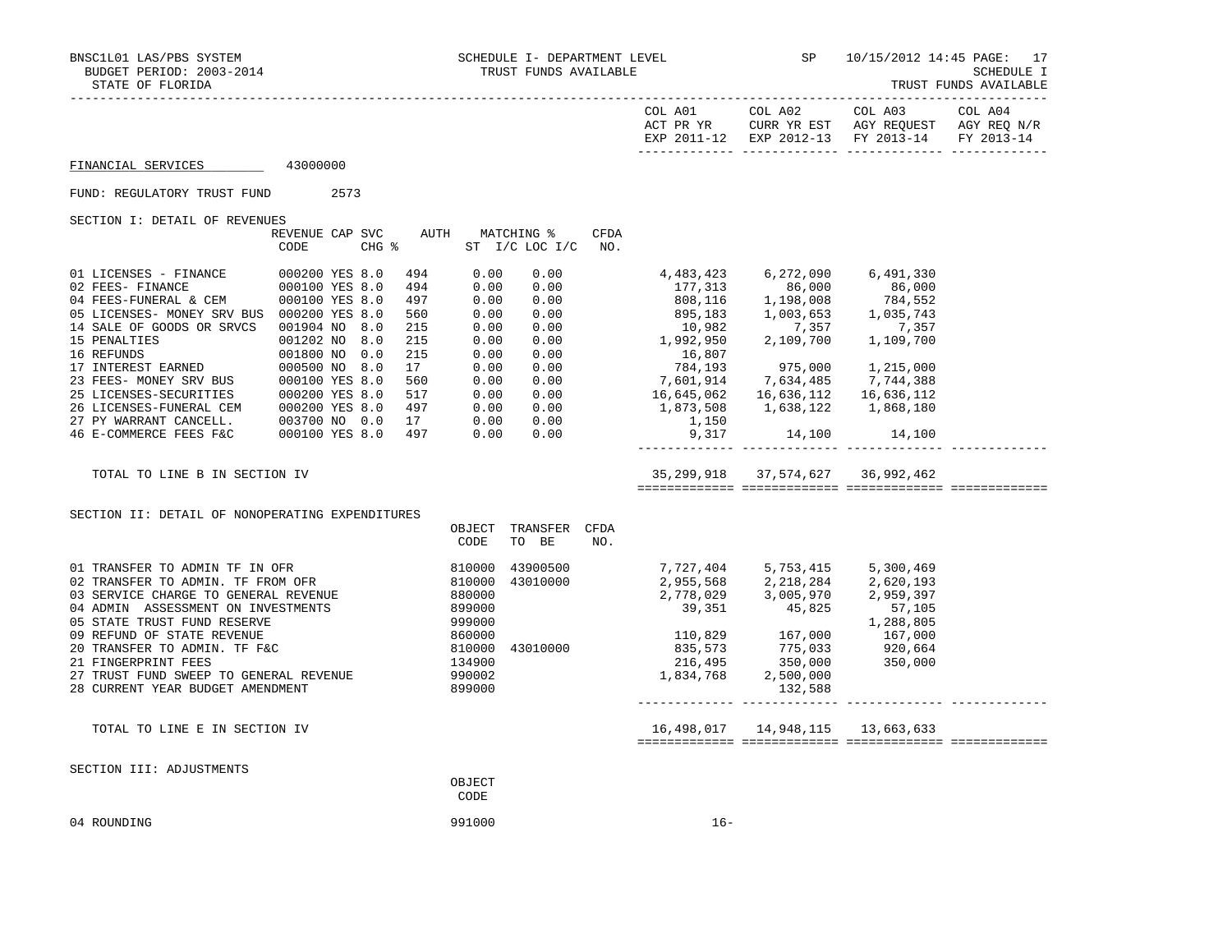BNSC1L01 LAS/PBS SYSTEM — SCHEDULE I- DEPARTMENT LEVEL — SP — 10/15/2012 14:45

BUDGET PERIOD: 2003-2014 — TRUST FUNDS AVAILABLE — SCHEDULE I

STATE OF FLORIDA — TRUST FUNDS AVAILABLE

FINANCIAL SERVICES 43000000

FUND: REGULATORY TRUST FUND 2573

## SECTION I: DETAIL OF REVENUES

| | REVENUE CODE | CAP | SVC CHG % | AUTH | MATCHING % ST I/C | LOC I/C | CFDA NO. | COL A01 ACT PR YR EXP 2011-12 | COL A02 CURR YR EST EXP 2012-13 | COL A03 AGY REQUEST FY 2013-14 | COL A04 AGY REQ N/R FY 2013-14 |
|---|---|---|---|---|---|---|---|---|---|---|---|
| 01 LICENSES - FINANCE | 000200 | YES | 8.0 | 494 | 0.00 | 0.00 | | 4,483,423 | 6,272,090 | 6,491,330 | |
| 02 FEES- FINANCE | 000100 | YES | 8.0 | 494 | 0.00 | 0.00 | | 177,313 | 86,000 | 86,000 | |
| 04 FEES-FUNERAL & CEM | 000100 | YES | 8.0 | 497 | 0.00 | 0.00 | | 808,116 | 1,198,008 | 784,552 | |
| 05 LICENSES- MONEY SRV BUS | 000200 | YES | 8.0 | 560 | 0.00 | 0.00 | | 895,183 | 1,003,653 | 1,035,743 | |
| 14 SALE OF GOODS OR SRVCS | 001904 | NO | 8.0 | 215 | 0.00 | 0.00 | | 10,982 | 7,357 | 7,357 | |
| 15 PENALTIES | 001202 | NO | 8.0 | 215 | 0.00 | 0.00 | | 1,992,950 | 2,109,700 | 1,109,700 | |
| 16 REFUNDS | 001800 | NO | 0.0 | 215 | 0.00 | 0.00 | | 16,807 | | | |
| 17 INTEREST EARNED | 000500 | NO | 8.0 | 17 | 0.00 | 0.00 | | 784,193 | 975,000 | 1,215,000 | |
| 23 FEES- MONEY SRV BUS | 000100 | YES | 8.0 | 560 | 0.00 | 0.00 | | 7,601,914 | 7,634,485 | 7,744,388 | |
| 25 LICENSES-SECURITIES | 000200 | YES | 8.0 | 517 | 0.00 | 0.00 | | 16,645,062 | 16,636,112 | 16,636,112 | |
| 26 LICENSES-FUNERAL CEM | 000200 | YES | 8.0 | 497 | 0.00 | 0.00 | | 1,873,508 | 1,638,122 | 1,868,180 | |
| 27 PY WARRANT CANCELL. | 003700 | NO | 0.0 | 17 | 0.00 | 0.00 | | 1,150 | | | |
| 46 E-COMMERCE FEES F&C | 000100 | YES | 8.0 | 497 | 0.00 | 0.00 | | 9,317 | 14,100 | 14,100 | |
| TOTAL TO LINE B IN SECTION IV | | | | | | | | 35,299,918 | 37,574,627 | 36,992,462 | |

## SECTION II: DETAIL OF NONOPERATING EXPENDITURES

| | OBJECT CODE | TRANSFER TO BE | CFDA NO. | COL A01 | COL A02 | COL A03 | COL A04 |
|---|---|---|---|---|---|---|---|
| 01 TRANSFER TO ADMIN TF IN OFR | 810000 | 43900500 | | 7,727,404 | 5,753,415 | 5,300,469 | |
| 02 TRANSFER TO ADMIN. TF FROM OFR | 810000 | 43010000 | | 2,955,568 | 2,218,284 | 2,620,193 | |
| 03 SERVICE CHARGE TO GENERAL REVENUE | 880000 | | | 2,778,029 | 3,005,970 | 2,959,397 | |
| 04 ADMIN ASSESSMENT ON INVESTMENTS | 899000 | | | 39,351 | 45,825 | 57,105 | |
| 05 STATE TRUST FUND RESERVE | 999000 | | | | | 1,288,805 | |
| 09 REFUND OF STATE REVENUE | 860000 | | | 110,829 | 167,000 | 167,000 | |
| 20 TRANSFER TO ADMIN. TF F&C | 810000 | 43010000 | | 835,573 | 775,033 | 920,664 | |
| 21 FINGERPRINT FEES | 134900 | | | 216,495 | 350,000 | 350,000 | |
| 27 TRUST FUND SWEEP TO GENERAL REVENUE | 990002 | | | 1,834,768 | 2,500,000 | | |
| 28 CURRENT YEAR BUDGET AMENDMENT | 899000 | | | | 132,588 | | |
| TOTAL TO LINE E IN SECTION IV | | | | 16,498,017 | 14,948,115 | 13,663,633 | |

## SECTION III: ADJUSTMENTS

| | OBJECT CODE | COL A01 | COL A02 | COL A03 | COL A04 |
|---|---|---|---|---|---|
| 04 ROUNDING | 991000 | 16- | | | |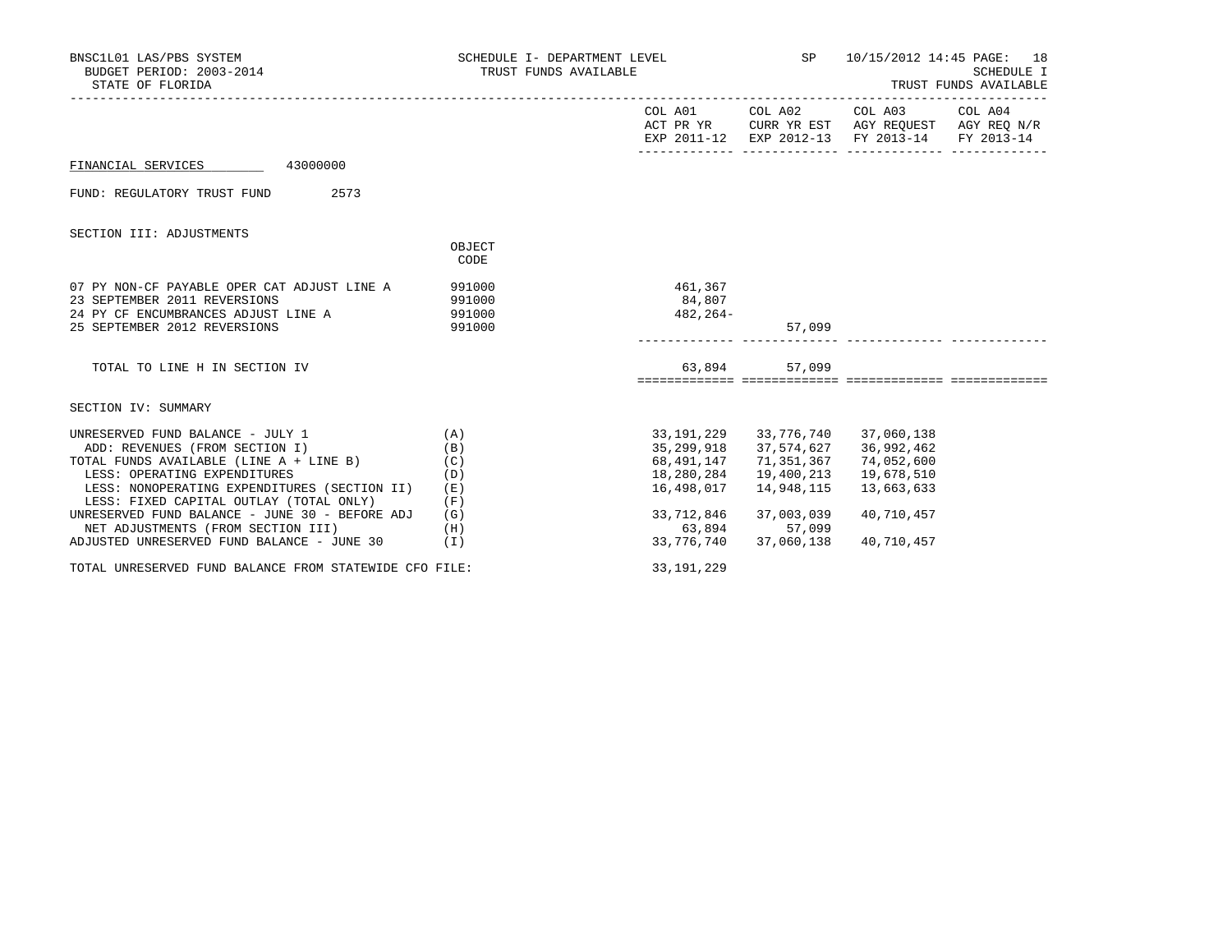BNSC1L01 LAS/PBS SYSTEM — SCHEDULE I- DEPARTMENT LEVEL — SP — 10/15/2012 14:45 PAGE: 18
BUDGET PERIOD: 2003-2014 — TRUST FUNDS AVAILABLE — SCHEDULE I
STATE OF FLORIDA — TRUST FUNDS AVAILABLE

FINANCIAL SERVICES 43000000

FUND: REGULATORY TRUST FUND 2573

SECTION III: ADJUSTMENTS

| | OBJECT CODE | COL A01 ACT PR YR EXP 2011-12 | COL A02 CURR YR EST EXP 2012-13 | COL A03 AGY REQUEST FY 2013-14 | COL A04 AGY REQ N/R FY 2013-14 |
|---|---|---|---|---|---|
| 07 PY NON-CF PAYABLE OPER CAT ADJUST LINE A | 991000 | 461,367 | | | |
| 23 SEPTEMBER 2011 REVERSIONS | 991000 | 84,807 | | | |
| 24 PY CF ENCUMBRANCES ADJUST LINE A | 991000 | 482,264- | | | |
| 25 SEPTEMBER 2012 REVERSIONS | 991000 | | 57,099 | | |
| TOTAL TO LINE H IN SECTION IV | | 63,894 | 57,099 | | |

SECTION IV: SUMMARY

| | | COL A01 | COL A02 | COL A03 | COL A04 |
|---|---|---|---|---|---|
| UNRESERVED FUND BALANCE - JULY 1 | (A) | 33,191,229 | 33,776,740 | 37,060,138 | |
| ADD: REVENUES (FROM SECTION I) | (B) | 35,299,918 | 37,574,627 | 36,992,462 | |
| TOTAL FUNDS AVAILABLE (LINE A + LINE B) | (C) | 68,491,147 | 71,351,367 | 74,052,600 | |
| LESS: OPERATING EXPENDITURES | (D) | 18,280,284 | 19,400,213 | 19,678,510 | |
| LESS: NONOPERATING EXPENDITURES (SECTION II) | (E) | 16,498,017 | 14,948,115 | 13,663,633 | |
| LESS: FIXED CAPITAL OUTLAY (TOTAL ONLY) | (F) | | | | |
| UNRESERVED FUND BALANCE - JUNE 30 - BEFORE ADJ | (G) | 33,712,846 | 37,003,039 | 40,710,457 | |
| NET ADJUSTMENTS (FROM SECTION III) | (H) | 63,894 | 57,099 | | |
| ADJUSTED UNRESERVED FUND BALANCE - JUNE 30 | (I) | 33,776,740 | 37,060,138 | 40,710,457 | |
| TOTAL UNRESERVED FUND BALANCE FROM STATEWIDE CFO FILE: | | 33,191,229 | | | |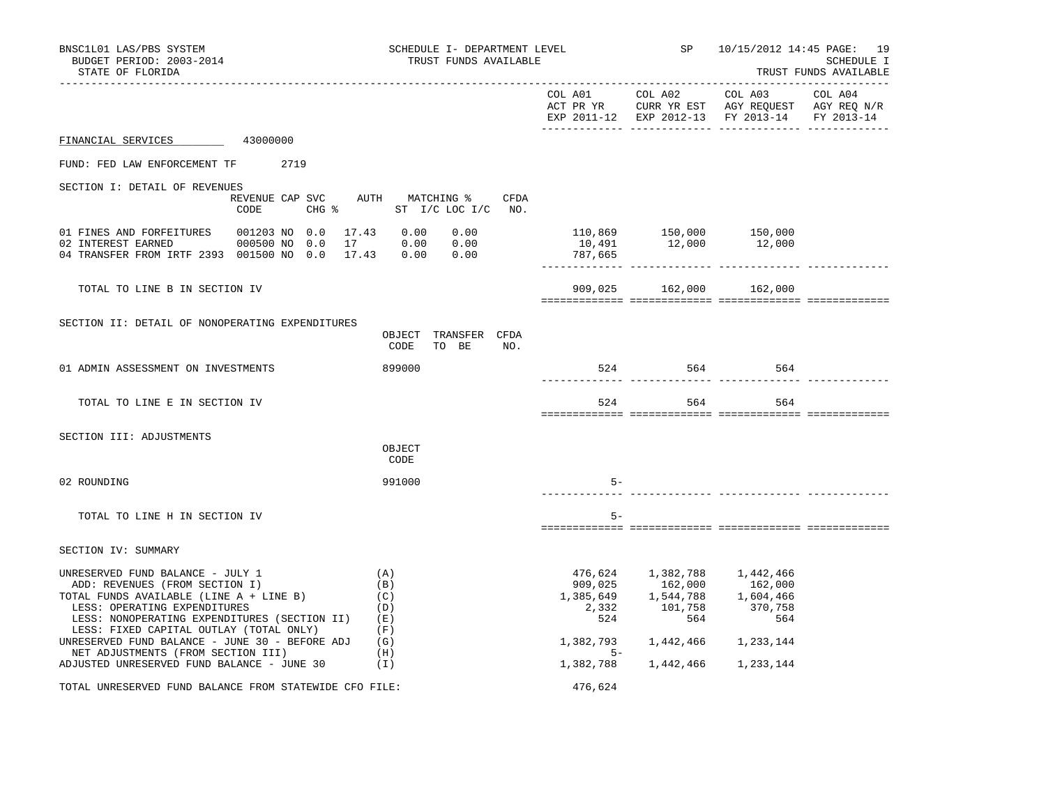BNSC1L01 LAS/PBS SYSTEM — SCHEDULE I- DEPARTMENT LEVEL — SP — 10/15/2012 14:45 PAGE: 19

BUDGET PERIOD: 2003-2014 — TRUST FUNDS AVAILABLE — SCHEDULE I

STATE OF FLORIDA — TRUST FUNDS AVAILABLE

**FINANCIAL SERVICES** 43000000

FUND: FED LAW ENFORCEMENT TF 2719

## SECTION I: DETAIL OF REVENUES

| | REVENUE CODE | CAP SVC CHG % | AUTH ST | MATCHING % I/C | LOC I/C | CFDA NO. | COL A01 ACT PR YR EXP 2011-12 | COL A02 CURR YR EST EXP 2012-13 | COL A03 AGY REQUEST FY 2013-14 | COL A04 AGY REQ N/R FY 2013-14 |
|---|---|---|---|---|---|---|---|---|---|---|
| 01 FINES AND FORFEITURES | 001203 | NO 0.0 | 17.43 | 0.00 | 0.00 | | 110,869 | 150,000 | 150,000 | |
| 02 INTEREST EARNED | 000500 | NO 0.0 | 17 | 0.00 | 0.00 | | 10,491 | 12,000 | 12,000 | |
| 04 TRANSFER FROM IRTF 2393 | 001500 | NO 0.0 | 17.43 | 0.00 | 0.00 | | 787,665 | | | |
| TOTAL TO LINE B IN SECTION IV | | | | | | | 909,025 | 162,000 | 162,000 | |

## SECTION II: DETAIL OF NONOPERATING EXPENDITURES

| | OBJECT CODE | TRANSFER TO BE | CFDA NO. | COL A01 | COL A02 | COL A03 | COL A04 |
|---|---|---|---|---|---|---|---|
| 01 ADMIN ASSESSMENT ON INVESTMENTS | 899000 | | | 524 | 564 | 564 | |
| TOTAL TO LINE E IN SECTION IV | | | | 524 | 564 | 564 | |

## SECTION III: ADJUSTMENTS

| | OBJECT CODE | COL A01 | COL A02 | COL A03 | COL A04 |
|---|---|---|---|---|---|
| 02 ROUNDING | 991000 | 5- | | | |
| TOTAL TO LINE H IN SECTION IV | | 5- | | | |

## SECTION IV: SUMMARY

| | | COL A01 | COL A02 | COL A03 | COL A04 |
|---|---|---|---|---|---|
| UNRESERVED FUND BALANCE - JULY 1 | (A) | 476,624 | 1,382,788 | 1,442,466 | |
| ADD: REVENUES (FROM SECTION I) | (B) | 909,025 | 162,000 | 162,000 | |
| TOTAL FUNDS AVAILABLE (LINE A + LINE B) | (C) | 1,385,649 | 1,544,788 | 1,604,466 | |
| LESS: OPERATING EXPENDITURES | (D) | 2,332 | 101,758 | 370,758 | |
| LESS: NONOPERATING EXPENDITURES (SECTION II) | (E) | 524 | 564 | 564 | |
| LESS: FIXED CAPITAL OUTLAY (TOTAL ONLY) | (F) | | | | |
| UNRESERVED FUND BALANCE - JUNE 30 - BEFORE ADJ | (G) | 1,382,793 | 1,442,466 | 1,233,144 | |
| NET ADJUSTMENTS (FROM SECTION III) | (H) | 5- | | | |
| ADJUSTED UNRESERVED FUND BALANCE - JUNE 30 | (I) | 1,382,788 | 1,442,466 | 1,233,144 | |

TOTAL UNRESERVED FUND BALANCE FROM STATEWIDE CFO FILE: 476,624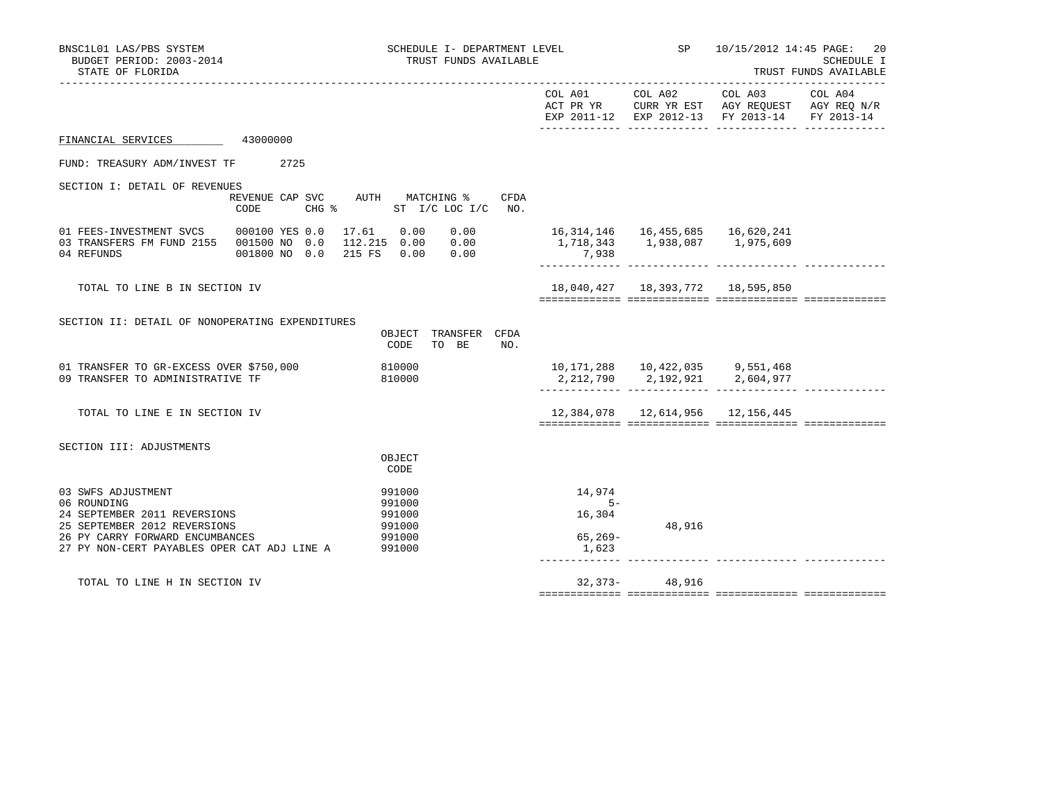SCHEDULE I- DEPARTMENT LEVEL
TRUST FUNDS AVAILABLE

BUDGET PERIOD: 2003-2014
STATE OF FLORIDA

SCHEDULE I
TRUST FUNDS AVAILABLE

FINANCIAL SERVICES 43000000

FUND: TREASURY ADM/INVEST TF 2725

## SECTION I: DETAIL OF REVENUES

| | REVENUE CODE | CAP SVC CHG % | AUTH | MATCHING % ST I/C | LOC I/C | CFDA NO. | COL A01 ACT PR YR EXP 2011-12 | COL A02 CURR YR EST EXP 2012-13 | COL A03 AGY REQUEST FY 2013-14 | COL A04 AGY REQ N/R FY 2013-14 |
|---|---|---|---|---|---|---|---|---|---|---|
| 01 FEES-INVESTMENT SVCS | 000100 | YES 0.0 | 17.61 | 0.00 | 0.00 | | 16,314,146 | 16,455,685 | 16,620,241 | |
| 03 TRANSFERS FM FUND 2155 | 001500 | NO 0.0 | 112.215 | 0.00 | 0.00 | | 1,718,343 | 1,938,087 | 1,975,609 | |
| 04 REFUNDS | 001800 | NO 0.0 | 215 FS | 0.00 | 0.00 | | 7,938 | | | |
| TOTAL TO LINE B IN SECTION IV | | | | | | | 18,040,427 | 18,393,772 | 18,595,850 | |

## SECTION II: DETAIL OF NONOPERATING EXPENDITURES

| | OBJECT CODE | TRANSFER TO BE | CFDA NO. | COL A01 ACT PR YR EXP 2011-12 | COL A02 CURR YR EST EXP 2012-13 | COL A03 AGY REQUEST FY 2013-14 | COL A04 AGY REQ N/R FY 2013-14 |
|---|---|---|---|---|---|---|---|
| 01 TRANSFER TO GR-EXCESS OVER $750,000 | 810000 | | | 10,171,288 | 10,422,035 | 9,551,468 | |
| 09 TRANSFER TO ADMINISTRATIVE TF | 810000 | | | 2,212,790 | 2,192,921 | 2,604,977 | |
| TOTAL TO LINE E IN SECTION IV | | | | 12,384,078 | 12,614,956 | 12,156,445 | |

## SECTION III: ADJUSTMENTS

| | OBJECT CODE | COL A01 ACT PR YR EXP 2011-12 | COL A02 CURR YR EST EXP 2012-13 | COL A03 AGY REQUEST FY 2013-14 | COL A04 AGY REQ N/R FY 2013-14 |
|---|---|---|---|---|---|
| 03 SWFS ADJUSTMENT | 991000 | 14,974 | | | |
| 06 ROUNDING | 991000 | 5- | | | |
| 24 SEPTEMBER 2011 REVERSIONS | 991000 | 16,304 | | | |
| 25 SEPTEMBER 2012 REVERSIONS | 991000 | | 48,916 | | |
| 26 PY CARRY FORWARD ENCUMBANCES | 991000 | 65,269- | | | |
| 27 PY NON-CERT PAYABLES OPER CAT ADJ LINE A | 991000 | 1,623 | | | |
| TOTAL TO LINE H IN SECTION IV | | 32,373- | 48,916 | | |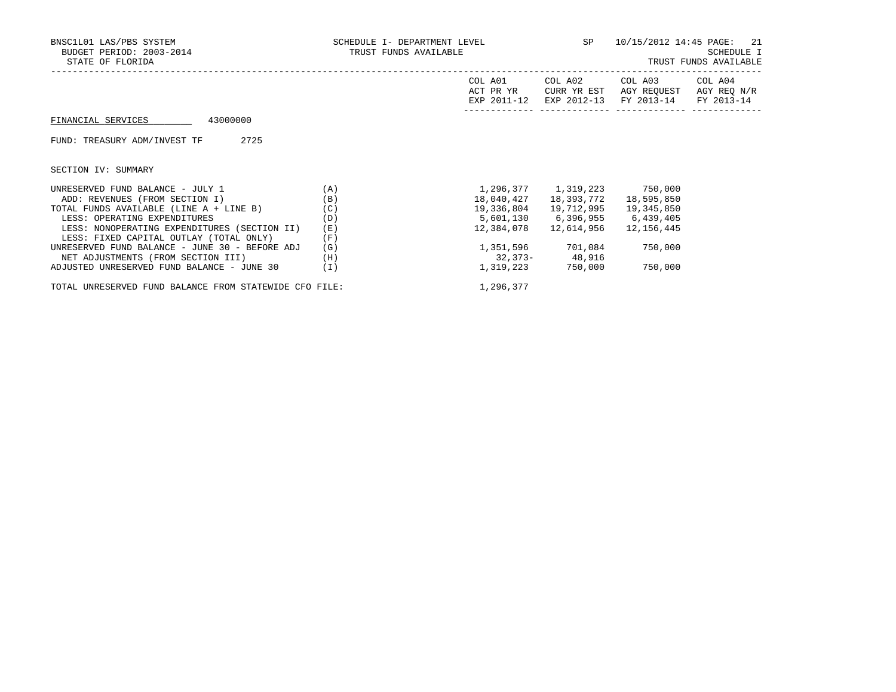BNSC1L01 LAS/PBS SYSTEM | SCHEDULE I- DEPARTMENT LEVEL | SP | 10/15/2012 14:45 PAGE: 21
BUDGET PERIOD: 2003-2014 | TRUST FUNDS AVAILABLE | SCHEDULE I
STATE OF FLORIDA | TRUST FUNDS AVAILABLE

FINANCIAL SERVICES 43000000

FUND: TREASURY ADM/INVEST TF 2725

SECTION IV: SUMMARY

| | | COL A01 ACT PR YR EXP 2011-12 | COL A02 CURR YR EST EXP 2012-13 | COL A03 AGY REQUEST FY 2013-14 | COL A04 AGY REQ N/R FY 2013-14 |
|---|---|---|---|---|---|
| UNRESERVED FUND BALANCE - JULY 1 | (A) | 1,296,377 | 1,319,223 | 750,000 | |
| ADD: REVENUES (FROM SECTION I) | (B) | 18,040,427 | 18,393,772 | 18,595,850 | |
| TOTAL FUNDS AVAILABLE (LINE A + LINE B) | (C) | 19,336,804 | 19,712,995 | 19,345,850 | |
| LESS: OPERATING EXPENDITURES | (D) | 5,601,130 | 6,396,955 | 6,439,405 | |
| LESS: NONOPERATING EXPENDITURES (SECTION II) | (E) | 12,384,078 | 12,614,956 | 12,156,445 | |
| LESS: FIXED CAPITAL OUTLAY (TOTAL ONLY) | (F) | | | | |
| UNRESERVED FUND BALANCE - JUNE 30 - BEFORE ADJ | (G) | 1,351,596 | 701,084 | 750,000 | |
| NET ADJUSTMENTS (FROM SECTION III) | (H) | 32,373- | 48,916 | | |
| ADJUSTED UNRESERVED FUND BALANCE - JUNE 30 | (I) | 1,319,223 | 750,000 | 750,000 | |

TOTAL UNRESERVED FUND BALANCE FROM STATEWIDE CFO FILE: 1,296,377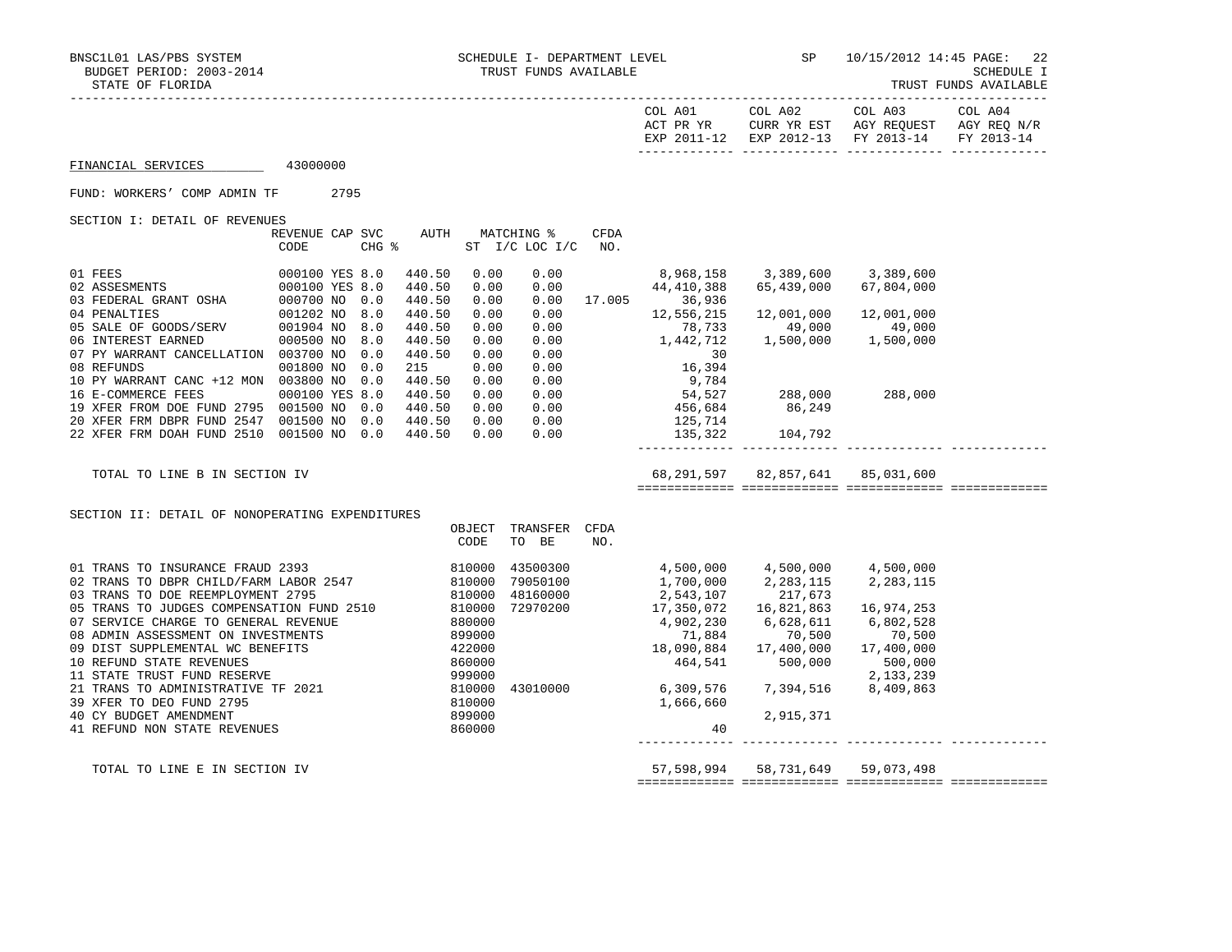BNSC1L01 LAS/PBS SYSTEM — SCHEDULE I- DEPARTMENT LEVEL — SP 10/15/2012 14:45

BUDGET PERIOD: 2003-2014 — TRUST FUNDS AVAILABLE — SCHEDULE I

STATE OF FLORIDA — TRUST FUNDS AVAILABLE

FINANCIAL SERVICES 43000000

FUND: WORKERS' COMP ADMIN TF 2795

SECTION I: DETAIL OF REVENUES

| | REVENUE CODE | CAP | SVC CHG % | AUTH | MATCHING % ST | I/C LOC I/C | CFDA NO. | COL A01 ACT PR YR EXP 2011-12 | COL A02 CURR YR EST EXP 2012-13 | COL A03 AGY REQUEST FY 2013-14 | COL A04 AGY REQ N/R FY 2013-14 |
|---|---|---|---|---|---|---|---|---|---|---|---|
| 01 FEES | 000100 | YES | 8.0 | 440.50 | 0.00 | 0.00 | | 8,968,158 | 3,389,600 | 3,389,600 | |
| 02 ASSESMENTS | 000100 | YES | 8.0 | 440.50 | 0.00 | 0.00 | | 44,410,388 | 65,439,000 | 67,804,000 | |
| 03 FEDERAL GRANT OSHA | 000700 | NO | 0.0 | 440.50 | 0.00 | 0.00 | 17.005 | 36,936 | | | |
| 04 PENALTIES | 001202 | NO | 8.0 | 440.50 | 0.00 | 0.00 | | 12,556,215 | 12,001,000 | 12,001,000 | |
| 05 SALE OF GOODS/SERV | 001904 | NO | 8.0 | 440.50 | 0.00 | 0.00 | | 78,733 | 49,000 | 49,000 | |
| 06 INTEREST EARNED | 000500 | NO | 8.0 | 440.50 | 0.00 | 0.00 | | 1,442,712 | 1,500,000 | 1,500,000 | |
| 07 PY WARRANT CANCELLATION | 003700 | NO | 0.0 | 440.50 | 0.00 | 0.00 | | 30 | | | |
| 08 REFUNDS | 001800 | NO | 0.0 | 215 | 0.00 | 0.00 | | 16,394 | | | |
| 10 PY WARRANT CANC +12 MON | 003800 | NO | 0.0 | 440.50 | 0.00 | 0.00 | | 9,784 | | | |
| 16 E-COMMERCE FEES | 000100 | YES | 8.0 | 440.50 | 0.00 | 0.00 | | 54,527 | 288,000 | 288,000 | |
| 19 XFER FROM DOE FUND 2795 | 001500 | NO | 0.0 | 440.50 | 0.00 | 0.00 | | 456,684 | 86,249 | | |
| 20 XFER FRM DBPR FUND 2547 | 001500 | NO | 0.0 | 440.50 | 0.00 | 0.00 | | 125,714 | | | |
| 22 XFER FRM DOAH FUND 2510 | 001500 | NO | 0.0 | 440.50 | 0.00 | 0.00 | | 135,322 | 104,792 | | |
| TOTAL TO LINE B IN SECTION IV | | | | | | | | 68,291,597 | 82,857,641 | 85,031,600 | |

SECTION II: DETAIL OF NONOPERATING EXPENDITURES

| | OBJECT CODE | TRANSFER TO BE | CFDA NO. | COL A01 ACT PR YR EXP 2011-12 | COL A02 CURR YR EST EXP 2012-13 | COL A03 AGY REQUEST FY 2013-14 | COL A04 AGY REQ N/R FY 2013-14 |
|---|---|---|---|---|---|---|---|
| 01 TRANS TO INSURANCE FRAUD 2393 | 810000 | 43500300 | | 4,500,000 | 4,500,000 | 4,500,000 | |
| 02 TRANS TO DBPR CHILD/FARM LABOR 2547 | 810000 | 79050100 | | 1,700,000 | 2,283,115 | 2,283,115 | |
| 03 TRANS TO DOE REEMPLOYMENT 2795 | 810000 | 48160000 | | 2,543,107 | 217,673 | | |
| 05 TRANS TO JUDGES COMPENSATION FUND 2510 | 810000 | 72970200 | | 17,350,072 | 16,821,863 | 16,974,253 | |
| 07 SERVICE CHARGE TO GENERAL REVENUE | 880000 | | | 4,902,230 | 6,628,611 | 6,802,528 | |
| 08 ADMIN ASSESSMENT ON INVESTMENTS | 899000 | | | 71,884 | 70,500 | 70,500 | |
| 09 DIST SUPPLEMENTAL WC BENEFITS | 422000 | | | 18,090,884 | 17,400,000 | 17,400,000 | |
| 10 REFUND STATE REVENUES | 860000 | | | 464,541 | 500,000 | 500,000 | |
| 11 STATE TRUST FUND RESERVE | 999000 | | | | | 2,133,239 | |
| 21 TRANS TO ADMINISTRATIVE TF 2021 | 810000 | 43010000 | | 6,309,576 | 7,394,516 | 8,409,863 | |
| 39 XFER TO DEO FUND 2795 | 810000 | | | 1,666,660 | | | |
| 40 CY BUDGET AMENDMENT | 899000 | | | | 2,915,371 | | |
| 41 REFUND NON STATE REVENUES | 860000 | | | 40 | | | |
| TOTAL TO LINE E IN SECTION IV | | | | 57,598,994 | 58,731,649 | 59,073,498 | |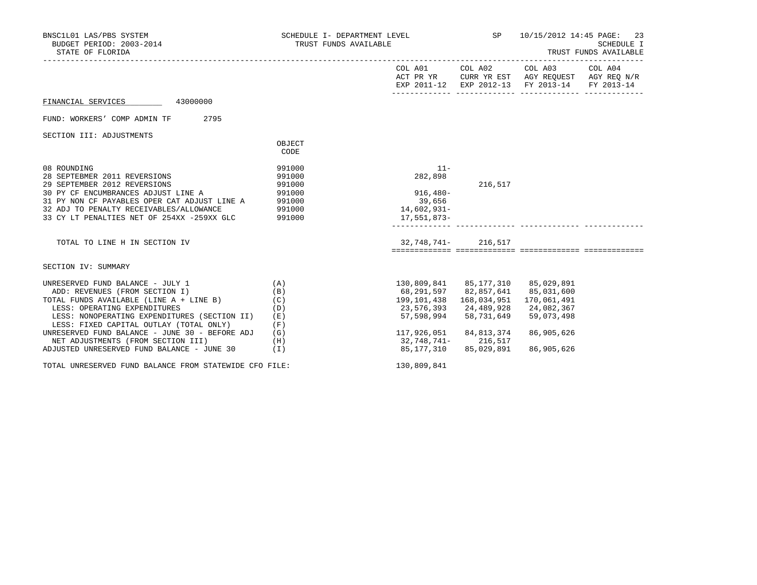BNSC1L01 LAS/PBS SYSTEM — SCHEDULE I- DEPARTMENT LEVEL — SP — 10/15/2012 14:45 PAGE: 23
BUDGET PERIOD: 2003-2014 — TRUST FUNDS AVAILABLE — SCHEDULE I
STATE OF FLORIDA — TRUST FUNDS AVAILABLE

FINANCIAL SERVICES 43000000

FUND: WORKERS' COMP ADMIN TF 2795

SECTION III: ADJUSTMENTS

| | OBJECT CODE | COL A01 ACT PR YR EXP 2011-12 | COL A02 CURR YR EST EXP 2012-13 | COL A03 AGY REQUEST FY 2013-14 | COL A04 AGY REQ N/R FY 2013-14 |
|---|---|---|---|---|---|
| 08 ROUNDING | 991000 | 11- | | | |
| 28 SEPTEBMER 2011 REVERSIONS | 991000 | 282,898 | | | |
| 29 SEPTEMBER 2012 REVERSIONS | 991000 | | 216,517 | | |
| 30 PY CF ENCUMBRANCES ADJUST LINE A | 991000 | 916,480- | | | |
| 31 PY NON CF PAYABLES OPER CAT ADJUST LINE A | 991000 | 39,656 | | | |
| 32 ADJ TO PENALTY RECEIVABLES/ALLOWANCE | 991000 | 14,602,931- | | | |
| 33 CY LT PENALTIES NET OF 254XX -259XX GLC | 991000 | 17,551,873- | | | |
| TOTAL TO LINE H IN SECTION IV | | 32,748,741- | 216,517 | | |

SECTION IV: SUMMARY

| | | COL A01 | COL A02 | COL A03 | COL A04 |
|---|---|---|---|---|---|
| UNRESERVED FUND BALANCE - JULY 1 | (A) | 130,809,841 | 85,177,310 | 85,029,891 | |
| ADD: REVENUES (FROM SECTION I) | (B) | 68,291,597 | 82,857,641 | 85,031,600 | |
| TOTAL FUNDS AVAILABLE (LINE A + LINE B) | (C) | 199,101,438 | 168,034,951 | 170,061,491 | |
| LESS: OPERATING EXPENDITURES | (D) | 23,576,393 | 24,489,928 | 24,082,367 | |
| LESS: NONOPERATING EXPENDITURES (SECTION II) | (E) | 57,598,994 | 58,731,649 | 59,073,498 | |
| LESS: FIXED CAPITAL OUTLAY (TOTAL ONLY) | (F) | | | | |
| UNRESERVED FUND BALANCE - JUNE 30 - BEFORE ADJ | (G) | 117,926,051 | 84,813,374 | 86,905,626 | |
| NET ADJUSTMENTS (FROM SECTION III) | (H) | 32,748,741- | 216,517 | | |
| ADJUSTED UNRESERVED FUND BALANCE - JUNE 30 | (I) | 85,177,310 | 85,029,891 | 86,905,626 | |

TOTAL UNRESERVED FUND BALANCE FROM STATEWIDE CFO FILE: 130,809,841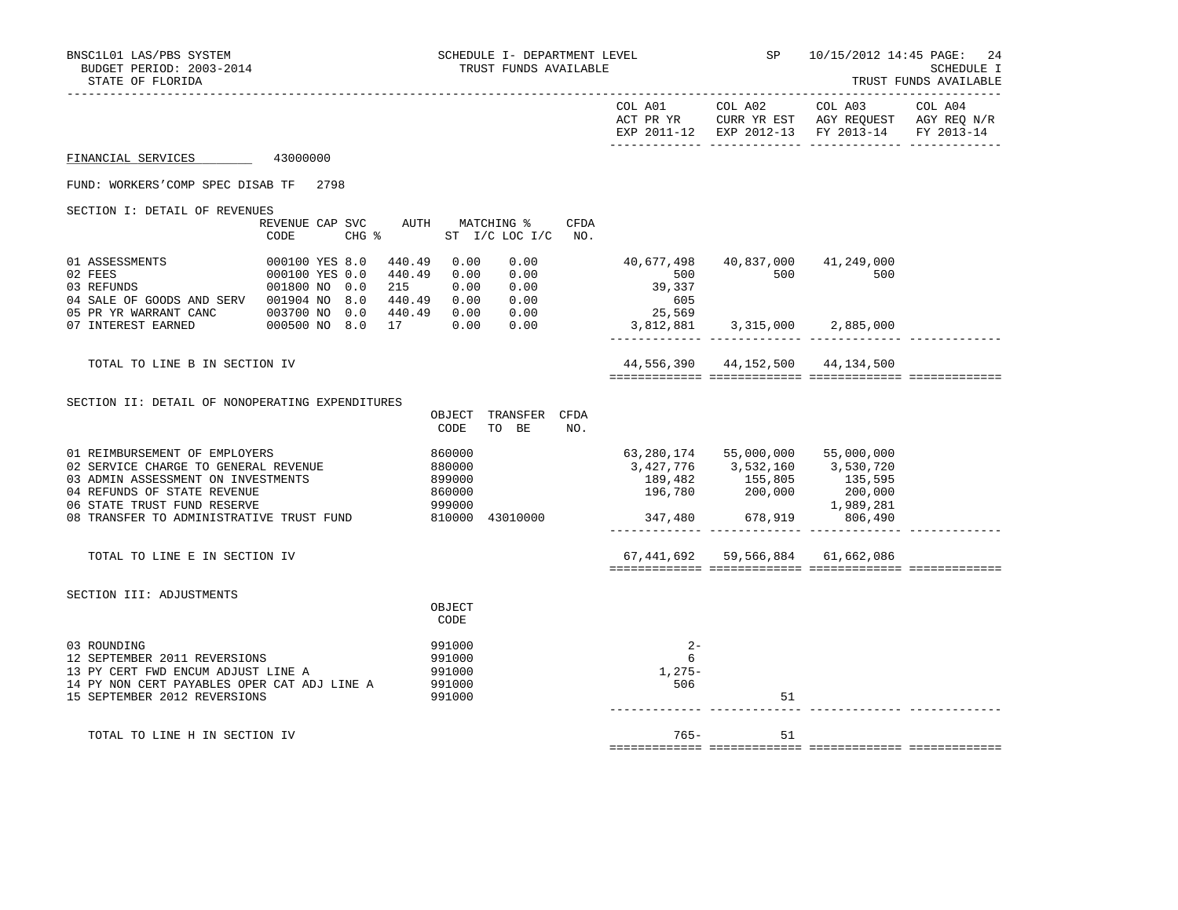BNSC1L01 LAS/PBS SYSTEM — SCHEDULE I- DEPARTMENT LEVEL — TRUST FUNDS AVAILABLE — SP 10/15/2012 14:45

BUDGET PERIOD: 2003-2014 — SCHEDULE I

STATE OF FLORIDA — TRUST FUNDS AVAILABLE

FINANCIAL SERVICES 43000000

FUND: WORKERS'COMP SPEC DISAB TF 2798

## SECTION I: DETAIL OF REVENUES

| | REVENUE CODE | CAP | SVC CHG % | AUTH ST | MATCHING % I/C | LOC I/C | CFDA NO. | COL A01 ACT PR YR EXP 2011-12 | COL A02 CURR YR EST EXP 2012-13 | COL A03 AGY REQUEST FY 2013-14 | COL A04 AGY REQ N/R FY 2013-14 |
|---|---|---|---|---|---|---|---|---|---|---|---|
| 01 ASSESSMENTS | 000100 | YES | 8.0 | 440.49 | 0.00 | 0.00 | | 40,677,498 | 40,837,000 | 41,249,000 | |
| 02 FEES | 000100 | YES | 0.0 | 440.49 | 0.00 | 0.00 | | 500 | 500 | 500 | |
| 03 REFUNDS | 001800 | NO | 0.0 | 215 | 0.00 | 0.00 | | 39,337 | | | |
| 04 SALE OF GOODS AND SERV | 001904 | NO | 8.0 | 440.49 | 0.00 | 0.00 | | 605 | | | |
| 05 PR YR WARRANT CANC | 003700 | NO | 0.0 | 440.49 | 0.00 | 0.00 | | 25,569 | | | |
| 07 INTEREST EARNED | 000500 | NO | 8.0 | 17 | 0.00 | 0.00 | | 3,812,881 | 3,315,000 | 2,885,000 | |
| TOTAL TO LINE B IN SECTION IV | | | | | | | | 44,556,390 | 44,152,500 | 44,134,500 | |

## SECTION II: DETAIL OF NONOPERATING EXPENDITURES

| | OBJECT CODE | TRANSFER TO BE | CFDA NO. | COL A01 ACT PR YR EXP 2011-12 | COL A02 CURR YR EST EXP 2012-13 | COL A03 AGY REQUEST FY 2013-14 | COL A04 AGY REQ N/R FY 2013-14 |
|---|---|---|---|---|---|---|---|
| 01 REIMBURSEMENT OF EMPLOYERS | 860000 | | | 63,280,174 | 55,000,000 | 55,000,000 | |
| 02 SERVICE CHARGE TO GENERAL REVENUE | 880000 | | | 3,427,776 | 3,532,160 | 3,530,720 | |
| 03 ADMIN ASSESSMENT ON INVESTMENTS | 899000 | | | 189,482 | 155,805 | 135,595 | |
| 04 REFUNDS OF STATE REVENUE | 860000 | | | 196,780 | 200,000 | 200,000 | |
| 06 STATE TRUST FUND RESERVE | 999000 | | | | | 1,989,281 | |
| 08 TRANSFER TO ADMINISTRATIVE TRUST FUND | 810000 | 43010000 | | 347,480 | 678,919 | 806,490 | |
| TOTAL TO LINE E IN SECTION IV | | | | 67,441,692 | 59,566,884 | 61,662,086 | |

## SECTION III: ADJUSTMENTS

| | OBJECT CODE | COL A01 ACT PR YR EXP 2011-12 | COL A02 CURR YR EST EXP 2012-13 | COL A03 AGY REQUEST FY 2013-14 | COL A04 AGY REQ N/R FY 2013-14 |
|---|---|---|---|---|---|
| 03 ROUNDING | 991000 | 2- | | | |
| 12 SEPTEMBER 2011 REVERSIONS | 991000 | 6 | | | |
| 13 PY CERT FWD ENCUM ADJUST LINE A | 991000 | 1,275- | | | |
| 14 PY NON CERT PAYABLES OPER CAT ADJ LINE A | 991000 | 506 | | | |
| 15 SEPTEMBER 2012 REVERSIONS | 991000 | | 51 | | |
| TOTAL TO LINE H IN SECTION IV | | 765- | 51 | | |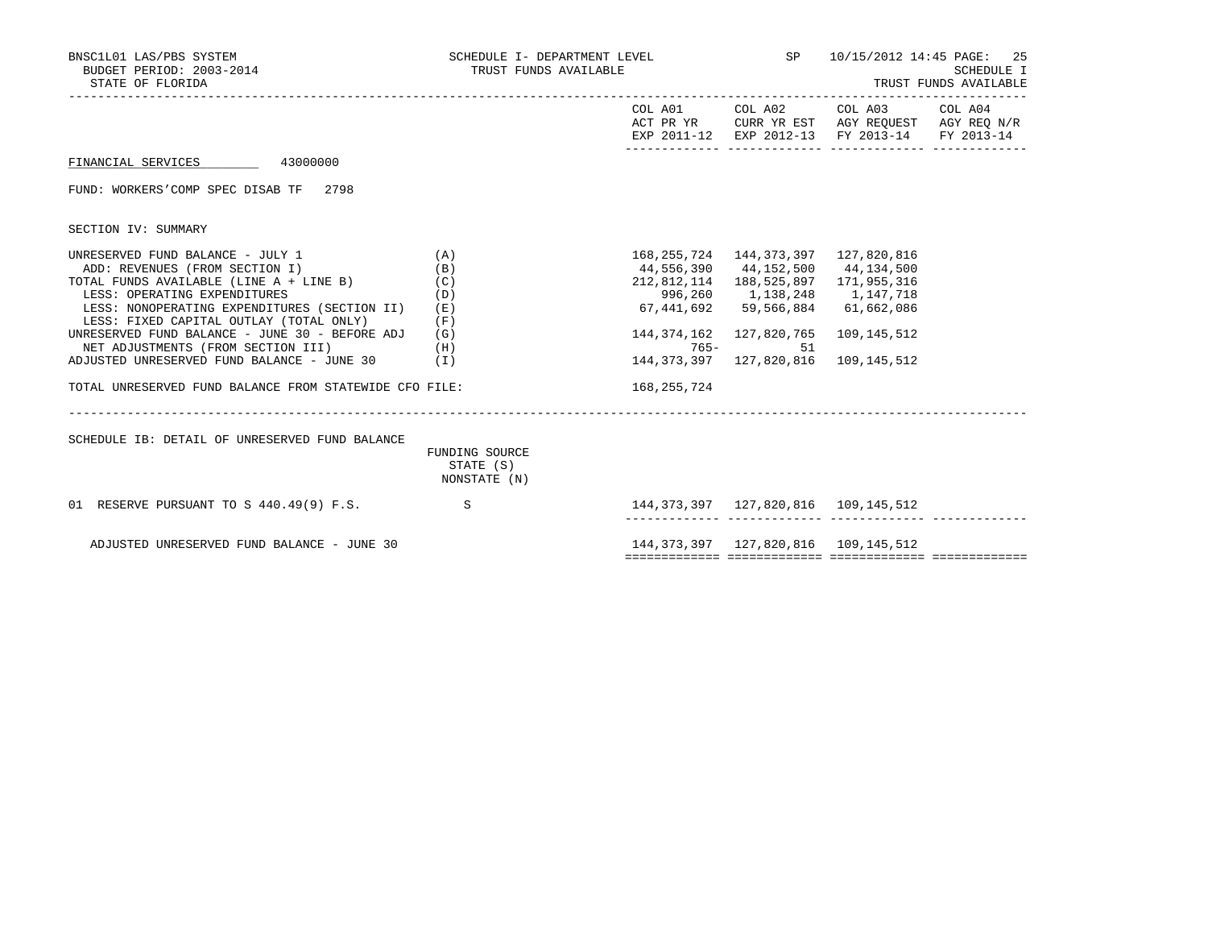BNSC1L01 LAS/PBS SYSTEM — SCHEDULE I- DEPARTMENT LEVEL — SP — 10/15/2012 14:45

BUDGET PERIOD: 2003-2014 — TRUST FUNDS AVAILABLE — SCHEDULE I

STATE OF FLORIDA — TRUST FUNDS AVAILABLE

FINANCIAL SERVICES 43000000

FUND: WORKERS'COMP SPEC DISAB TF 2798

SECTION IV: SUMMARY

| | | COL A01 ACT PR YR EXP 2011-12 | COL A02 CURR YR EST EXP 2012-13 | COL A03 AGY REQUEST FY 2013-14 | COL A04 AGY REQ N/R FY 2013-14 |
|---|---|---|---|---|---|
| UNRESERVED FUND BALANCE - JULY 1 | (A) | 168,255,724 | 144,373,397 | 127,820,816 | |
| ADD: REVENUES (FROM SECTION I) | (B) | 44,556,390 | 44,152,500 | 44,134,500 | |
| TOTAL FUNDS AVAILABLE (LINE A + LINE B) | (C) | 212,812,114 | 188,525,897 | 171,955,316 | |
| LESS: OPERATING EXPENDITURES | (D) | 996,260 | 1,138,248 | 1,147,718 | |
| LESS: NONOPERATING EXPENDITURES (SECTION II) | (E) | 67,441,692 | 59,566,884 | 61,662,086 | |
| LESS: FIXED CAPITAL OUTLAY (TOTAL ONLY) | (F) | | | | |
| UNRESERVED FUND BALANCE - JUNE 30 - BEFORE ADJ | (G) | 144,374,162 | 127,820,765 | 109,145,512 | |
| NET ADJUSTMENTS (FROM SECTION III) | (H) | 765- | 51 | | |
| ADJUSTED UNRESERVED FUND BALANCE - JUNE 30 | (I) | 144,373,397 | 127,820,816 | 109,145,512 | |
| TOTAL UNRESERVED FUND BALANCE FROM STATEWIDE CFO FILE: | | 168,255,724 | | | |

SCHEDULE IB: DETAIL OF UNRESERVED FUND BALANCE

| | FUNDING SOURCE STATE (S) NONSTATE (N) | COL A01 | COL A02 | COL A03 | COL A04 |
|---|---|---|---|---|---|
| 01 RESERVE PURSUANT TO S 440.49(9) F.S. | S | 144,373,397 | 127,820,816 | 109,145,512 | |
| ADJUSTED UNRESERVED FUND BALANCE - JUNE 30 | | 144,373,397 | 127,820,816 | 109,145,512 | |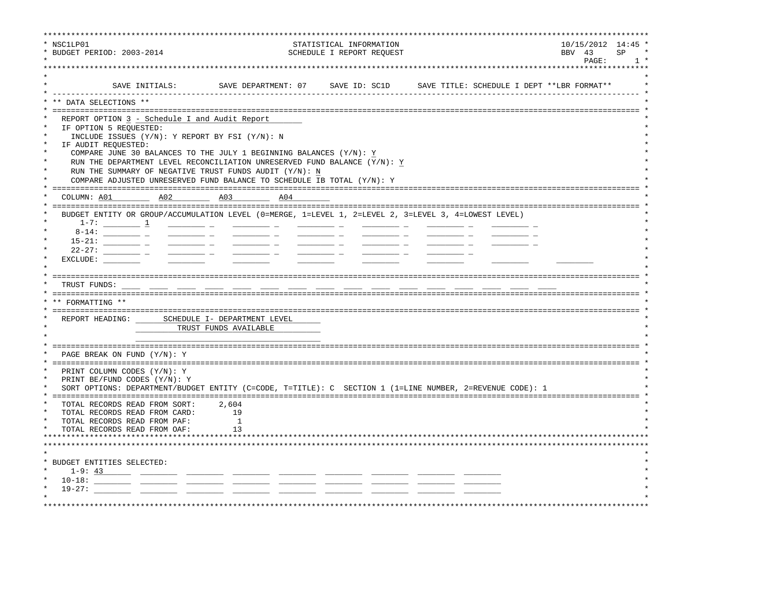```
****************************************************************************************************************************************
* NSC1LP01                                            STATISTICAL INFORMATION                                           10/15/2012  14:45 *
* BUDGET PERIOD: 2003-2014                           SCHEDULE I REPORT REQUEST                                          BBV  43     SP    *
*                                                                                                                                PAGE:      1 *
****************************************************************************************************************************************
*                                                                                                                                       *
*              SAVE INITIALS:         SAVE DEPARTMENT: 07     SAVE ID: SC1D      SAVE TITLE: SCHEDULE I DEPT **LBR FORMAT**           *
* ------------------------------------------------------------------------------------------------------------------------------------- *
* ** DATA SELECTIONS **                                                                                                                 *
* ===================================================================================================================================== *
*   REPORT OPTION 3 - Schedule I and Audit Report                                                                                      *
*   IF OPTION 5 REQUESTED:                                                                                                              *
*     INCLUDE ISSUES (Y/N): Y REPORT BY FSI (Y/N): N                                                                                    *
*   IF AUDIT REQUESTED:                                                                                                                 *
*     COMPARE JUNE 30 BALANCES TO THE JULY 1 BEGINNING BALANCES (Y/N): Y                                                                *
*     RUN THE DEPARTMENT LEVEL RECONCILIATION UNRESERVED FUND BALANCE (Y/N): Y                                                          *
*     RUN THE SUMMARY OF NEGATIVE TRUST FUNDS AUDIT (Y/N): N                                                                            *
*     COMPARE ADJUSTED UNRESERVED FUND BALANCE TO SCHEDULE IB TOTAL (Y/N): Y                                                            *
* ===================================================================================================================================== *
*   COLUMN: A01        A02        A03        A04                                                                                        *
* ===================================================================================================================================== *
*   BUDGET ENTITY OR GROUP/ACCUMULATION LEVEL (0=MERGE, 1=LEVEL 1, 2=LEVEL 2, 3=LEVEL 3, 4=LOWEST LEVEL)                               *
*       1-7: ________ 1    ________ _    ________ _    ________ _    ________ _    ________ _    ________ _                            *
*      8-14: ________ _    ________ _    ________ _    ________ _    ________ _    ________ _    ________ _                            *
*     15-21: ________ _    ________ _    ________ _    ________ _    ________ _    ________ _    ________ _                            *
*     22-27: ________ _    ________ _    ________ _    ________ _    ________ _    ________ _                                          *
*   EXCLUDE: ________      ________      ________      ________      ________      ________      ________      ________                *
*                                                                                                                                       *
* ===================================================================================================================================== *
*   TRUST FUNDS: ____  ____  ____  ____  ____  ____  ____  ____  ____  ____  ____  ____  ____  ____  ____  ____                         *
* ===================================================================================================================================== *
* ** FORMATTING **                                                                                                                      *
* ===================================================================================================================================== *
*   REPORT HEADING:       SCHEDULE I- DEPARTMENT LEVEL                                                                                  *
*                            TRUST FUNDS AVAILABLE                                                                                      *
*                                                                                                                                       *
* ===================================================================================================================================== *
*   PAGE BREAK ON FUND (Y/N): Y                                                                                                         *
* ===================================================================================================================================== *
*   PRINT COLUMN CODES (Y/N): Y                                                                                                         *
*   PRINT BE/FUND CODES (Y/N): Y                                                                                                        *
*   SORT OPTIONS: DEPARTMENT/BUDGET ENTITY (C=CODE, T=TITLE): C  SECTION 1 (1=LINE NUMBER, 2=REVENUE CODE): 1                           *
* ===================================================================================================================================== *
*   TOTAL RECORDS READ FROM SORT:      2,604                                                                                            *
*   TOTAL RECORDS READ FROM CARD:         19                                                                                            *
*   TOTAL RECORDS READ FROM PAF:           1                                                                                            *
*   TOTAL RECORDS READ FROM OAF:          13                                                                                            *
****************************************************************************************************************************************
****************************************************************************************************************************************
*                                                                                                                                       *
* BUDGET ENTITIES SELECTED:                                                                                                             *
*     1-9: 43______  ________  ________  ________  ________  ________  ________  ________  ________                                     *
*   10-18: ________  ________  ________  ________  ________  ________  ________  ________  ________                                     *
*   19-27: ________  ________  ________  ________  ________  ________  ________  ________  ________                                     *
*                                                                                                                                       *
****************************************************************************************************************************************
```